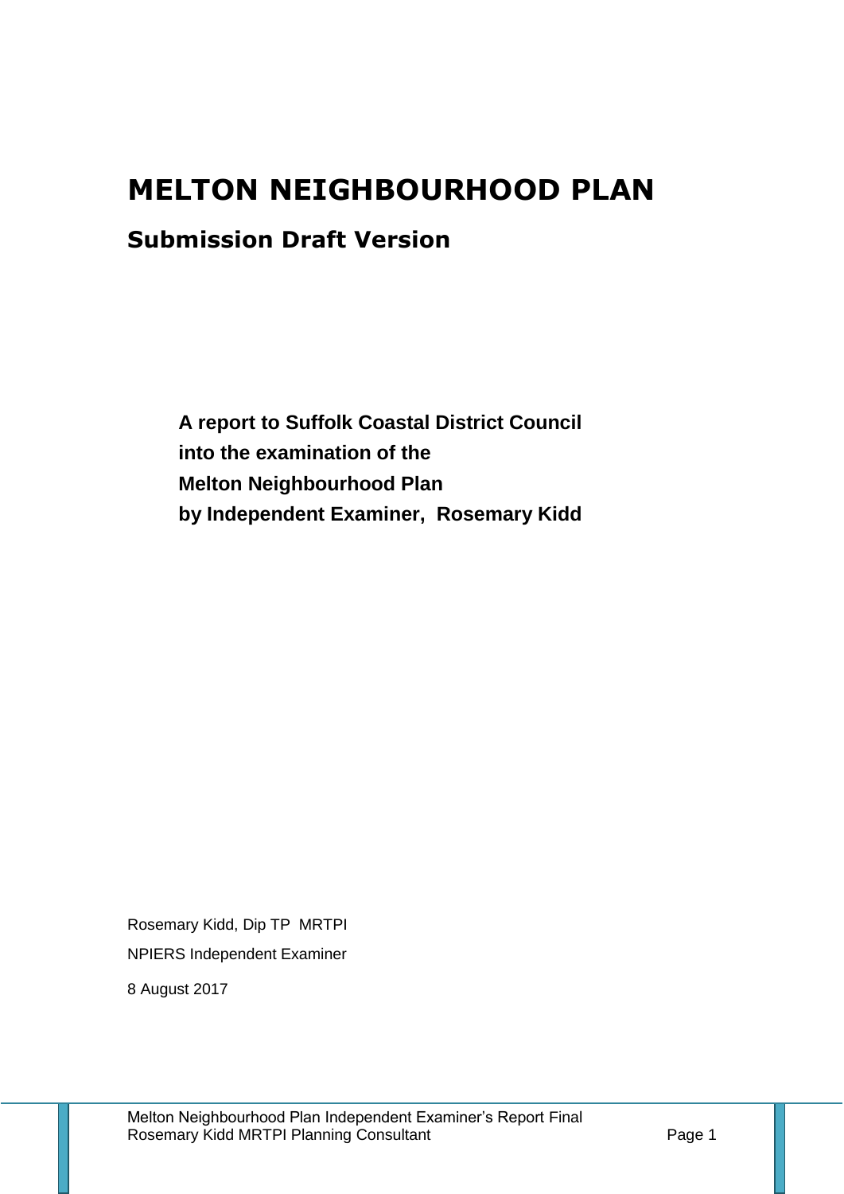# MELTON NEIGHBOURHOOD PLAN

## Submission Draft Version

**A report to Suffolk Coastal District Council into the examination of the Melton Neighbourhood Plan by Independent Examiner, Rosemary Kidd**

Rosemary Kidd, Dip TP MRTPI

NPIERS Independent Examiner

8 August 2017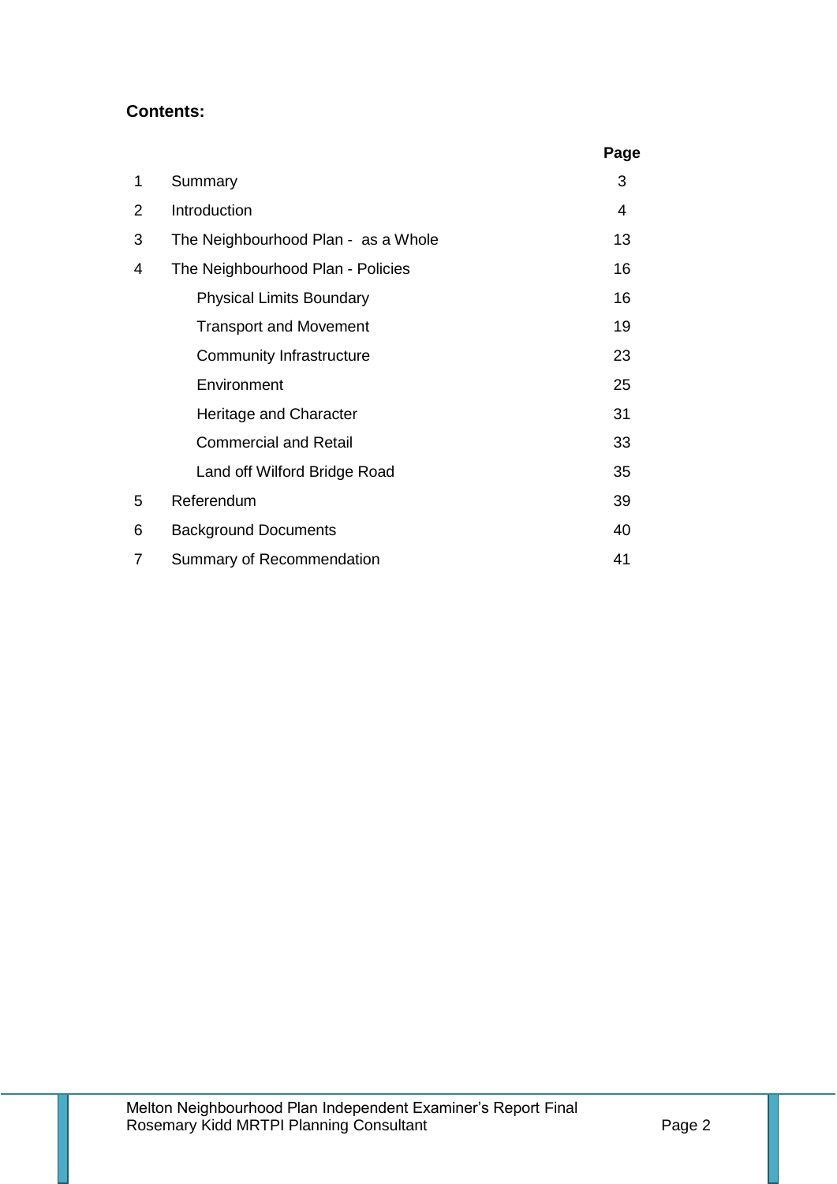**Contents:**

| | | Page |
|---|---|---|
| 1 | Summary | 3 |
| 2 | Introduction | 4 |
| 3 | The Neighbourhood Plan - as a Whole | 13 |
| 4 | The Neighbourhood Plan - Policies | 16 |
| | Physical Limits Boundary | 16 |
| | Transport and Movement | 19 |
| | Community Infrastructure | 23 |
| | Environment | 25 |
| | Heritage and Character | 31 |
| | Commercial and Retail | 33 |
| | Land off Wilford Bridge Road | 35 |
| 5 | Referendum | 39 |
| 6 | Background Documents | 40 |
| 7 | Summary of Recommendation | 41 |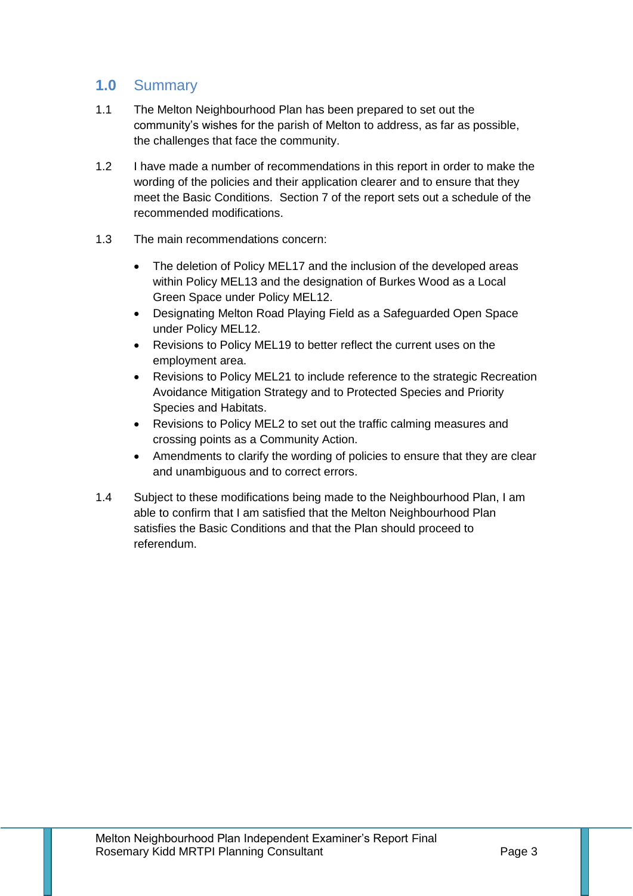## 1.0 Summary

1.1 The Melton Neighbourhood Plan has been prepared to set out the community's wishes for the parish of Melton to address, as far as possible, the challenges that face the community.

1.2 I have made a number of recommendations in this report in order to make the wording of the policies and their application clearer and to ensure that they meet the Basic Conditions. Section 7 of the report sets out a schedule of the recommended modifications.

1.3 The main recommendations concern:

- The deletion of Policy MEL17 and the inclusion of the developed areas within Policy MEL13 and the designation of Burkes Wood as a Local Green Space under Policy MEL12.
- Designating Melton Road Playing Field as a Safeguarded Open Space under Policy MEL12.
- Revisions to Policy MEL19 to better reflect the current uses on the employment area.
- Revisions to Policy MEL21 to include reference to the strategic Recreation Avoidance Mitigation Strategy and to Protected Species and Priority Species and Habitats.
- Revisions to Policy MEL2 to set out the traffic calming measures and crossing points as a Community Action.
- Amendments to clarify the wording of policies to ensure that they are clear and unambiguous and to correct errors.

1.4 Subject to these modifications being made to the Neighbourhood Plan, I am able to confirm that I am satisfied that the Melton Neighbourhood Plan satisfies the Basic Conditions and that the Plan should proceed to referendum.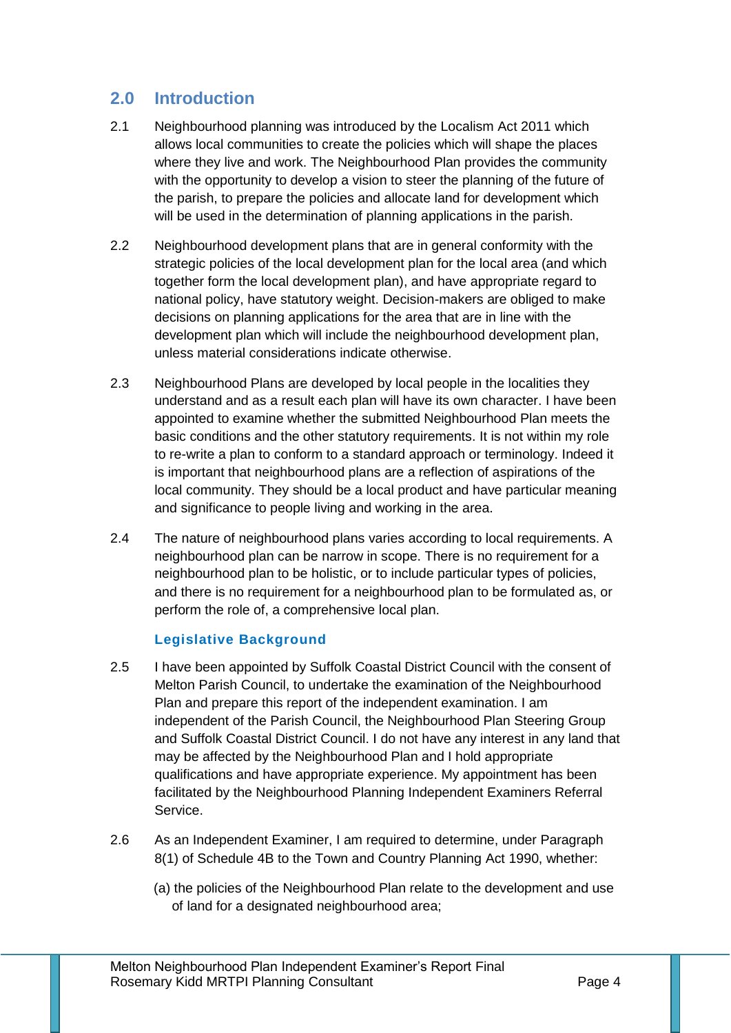## 2.0 Introduction

2.1 Neighbourhood planning was introduced by the Localism Act 2011 which allows local communities to create the policies which will shape the places where they live and work. The Neighbourhood Plan provides the community with the opportunity to develop a vision to steer the planning of the future of the parish, to prepare the policies and allocate land for development which will be used in the determination of planning applications in the parish.

2.2 Neighbourhood development plans that are in general conformity with the strategic policies of the local development plan for the local area (and which together form the local development plan), and have appropriate regard to national policy, have statutory weight. Decision-makers are obliged to make decisions on planning applications for the area that are in line with the development plan which will include the neighbourhood development plan, unless material considerations indicate otherwise.

2.3 Neighbourhood Plans are developed by local people in the localities they understand and as a result each plan will have its own character. I have been appointed to examine whether the submitted Neighbourhood Plan meets the basic conditions and the other statutory requirements. It is not within my role to re-write a plan to conform to a standard approach or terminology. Indeed it is important that neighbourhood plans are a reflection of aspirations of the local community. They should be a local product and have particular meaning and significance to people living and working in the area.

2.4 The nature of neighbourhood plans varies according to local requirements. A neighbourhood plan can be narrow in scope. There is no requirement for a neighbourhood plan to be holistic, or to include particular types of policies, and there is no requirement for a neighbourhood plan to be formulated as, or perform the role of, a comprehensive local plan.

### Legislative Background

2.5 I have been appointed by Suffolk Coastal District Council with the consent of Melton Parish Council, to undertake the examination of the Neighbourhood Plan and prepare this report of the independent examination. I am independent of the Parish Council, the Neighbourhood Plan Steering Group and Suffolk Coastal District Council. I do not have any interest in any land that may be affected by the Neighbourhood Plan and I hold appropriate qualifications and have appropriate experience. My appointment has been facilitated by the Neighbourhood Planning Independent Examiners Referral Service.

2.6 As an Independent Examiner, I am required to determine, under Paragraph 8(1) of Schedule 4B to the Town and Country Planning Act 1990, whether:

(a) the policies of the Neighbourhood Plan relate to the development and use of land for a designated neighbourhood area;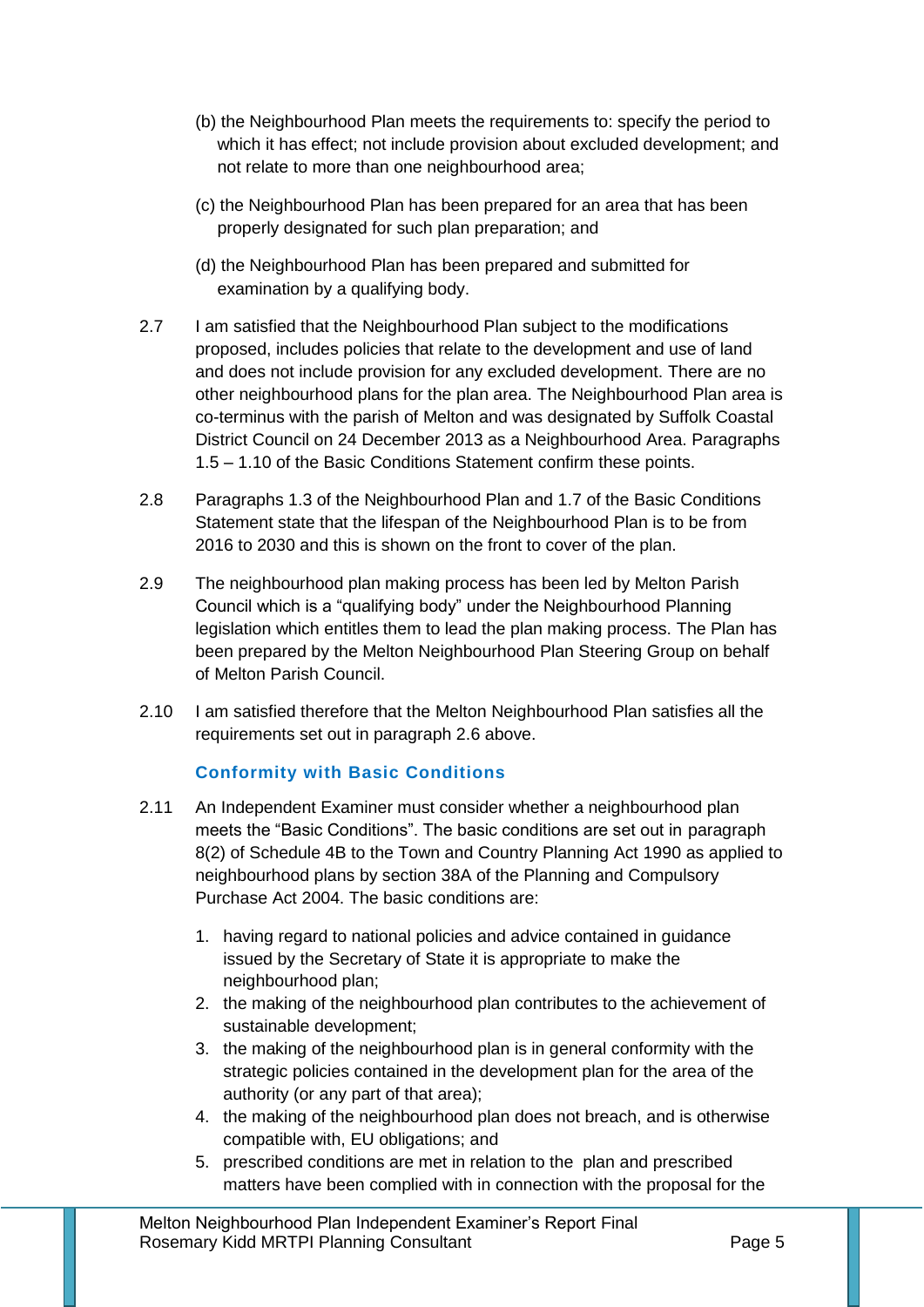(b) the Neighbourhood Plan meets the requirements to: specify the period to which it has effect; not include provision about excluded development; and not relate to more than one neighbourhood area;

(c) the Neighbourhood Plan has been prepared for an area that has been properly designated for such plan preparation; and

(d) the Neighbourhood Plan has been prepared and submitted for examination by a qualifying body.

2.7 I am satisfied that the Neighbourhood Plan subject to the modifications proposed, includes policies that relate to the development and use of land and does not include provision for any excluded development. There are no other neighbourhood plans for the plan area. The Neighbourhood Plan area is co-terminus with the parish of Melton and was designated by Suffolk Coastal District Council on 24 December 2013 as a Neighbourhood Area. Paragraphs 1.5 – 1.10 of the Basic Conditions Statement confirm these points.

2.8 Paragraphs 1.3 of the Neighbourhood Plan and 1.7 of the Basic Conditions Statement state that the lifespan of the Neighbourhood Plan is to be from 2016 to 2030 and this is shown on the front to cover of the plan.

2.9 The neighbourhood plan making process has been led by Melton Parish Council which is a "qualifying body" under the Neighbourhood Planning legislation which entitles them to lead the plan making process. The Plan has been prepared by the Melton Neighbourhood Plan Steering Group on behalf of Melton Parish Council.

2.10 I am satisfied therefore that the Melton Neighbourhood Plan satisfies all the requirements set out in paragraph 2.6 above.

### Conformity with Basic Conditions

2.11 An Independent Examiner must consider whether a neighbourhood plan meets the "Basic Conditions". The basic conditions are set out in paragraph 8(2) of Schedule 4B to the Town and Country Planning Act 1990 as applied to neighbourhood plans by section 38A of the Planning and Compulsory Purchase Act 2004. The basic conditions are:

1. having regard to national policies and advice contained in guidance issued by the Secretary of State it is appropriate to make the neighbourhood plan;
2. the making of the neighbourhood plan contributes to the achievement of sustainable development;
3. the making of the neighbourhood plan is in general conformity with the strategic policies contained in the development plan for the area of the authority (or any part of that area);
4. the making of the neighbourhood plan does not breach, and is otherwise compatible with, EU obligations; and
5. prescribed conditions are met in relation to the plan and prescribed matters have been complied with in connection with the proposal for the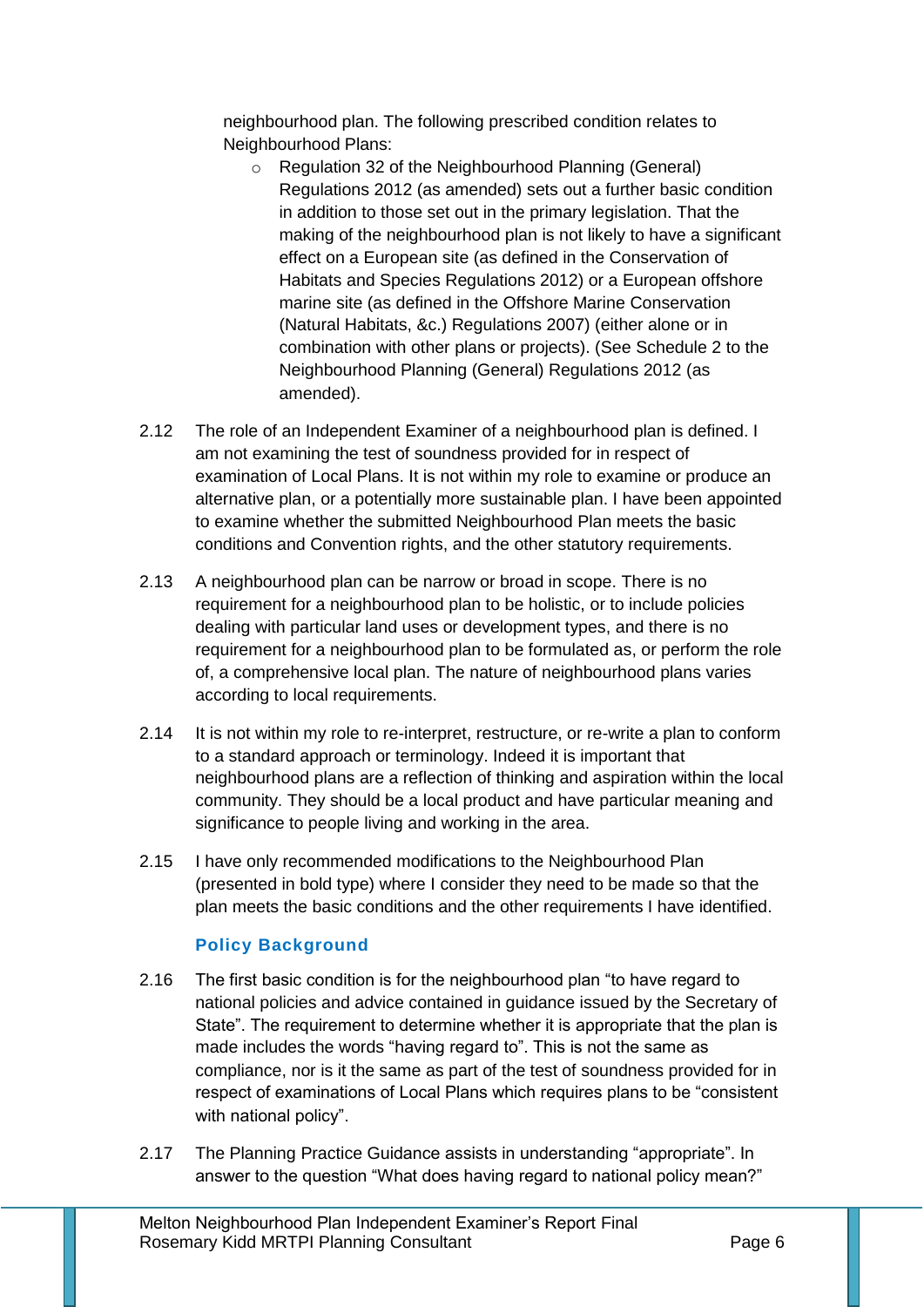neighbourhood plan. The following prescribed condition relates to Neighbourhood Plans:

- Regulation 32 of the Neighbourhood Planning (General) Regulations 2012 (as amended) sets out a further basic condition in addition to those set out in the primary legislation. That the making of the neighbourhood plan is not likely to have a significant effect on a European site (as defined in the Conservation of Habitats and Species Regulations 2012) or a European offshore marine site (as defined in the Offshore Marine Conservation (Natural Habitats, &c.) Regulations 2007) (either alone or in combination with other plans or projects). (See Schedule 2 to the Neighbourhood Planning (General) Regulations 2012 (as amended).

2.12 The role of an Independent Examiner of a neighbourhood plan is defined. I am not examining the test of soundness provided for in respect of examination of Local Plans. It is not within my role to examine or produce an alternative plan, or a potentially more sustainable plan. I have been appointed to examine whether the submitted Neighbourhood Plan meets the basic conditions and Convention rights, and the other statutory requirements.

2.13 A neighbourhood plan can be narrow or broad in scope. There is no requirement for a neighbourhood plan to be holistic, or to include policies dealing with particular land uses or development types, and there is no requirement for a neighbourhood plan to be formulated as, or perform the role of, a comprehensive local plan. The nature of neighbourhood plans varies according to local requirements.

2.14 It is not within my role to re-interpret, restructure, or re-write a plan to conform to a standard approach or terminology. Indeed it is important that neighbourhood plans are a reflection of thinking and aspiration within the local community. They should be a local product and have particular meaning and significance to people living and working in the area.

2.15 I have only recommended modifications to the Neighbourhood Plan (presented in bold type) where I consider they need to be made so that the plan meets the basic conditions and the other requirements I have identified.

### Policy Background

2.16 The first basic condition is for the neighbourhood plan "to have regard to national policies and advice contained in guidance issued by the Secretary of State". The requirement to determine whether it is appropriate that the plan is made includes the words "having regard to". This is not the same as compliance, nor is it the same as part of the test of soundness provided for in respect of examinations of Local Plans which requires plans to be "consistent with national policy".

2.17 The Planning Practice Guidance assists in understanding "appropriate". In answer to the question "What does having regard to national policy mean?"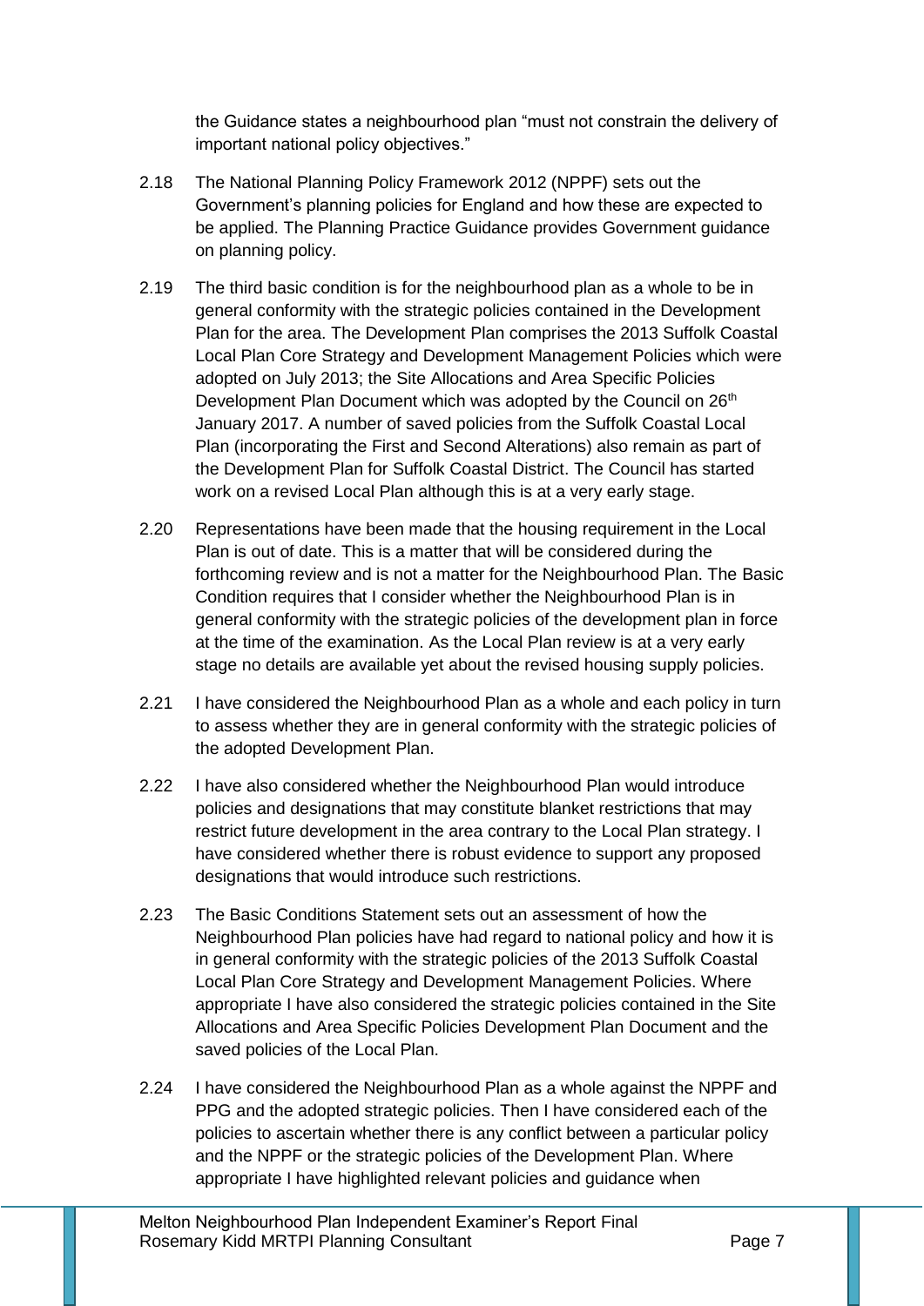the Guidance states a neighbourhood plan "must not constrain the delivery of important national policy objectives."

2.18 The National Planning Policy Framework 2012 (NPPF) sets out the Government's planning policies for England and how these are expected to be applied. The Planning Practice Guidance provides Government guidance on planning policy.

2.19 The third basic condition is for the neighbourhood plan as a whole to be in general conformity with the strategic policies contained in the Development Plan for the area. The Development Plan comprises the 2013 Suffolk Coastal Local Plan Core Strategy and Development Management Policies which were adopted on July 2013; the Site Allocations and Area Specific Policies Development Plan Document which was adopted by the Council on 26th January 2017. A number of saved policies from the Suffolk Coastal Local Plan (incorporating the First and Second Alterations) also remain as part of the Development Plan for Suffolk Coastal District. The Council has started work on a revised Local Plan although this is at a very early stage.

2.20 Representations have been made that the housing requirement in the Local Plan is out of date. This is a matter that will be considered during the forthcoming review and is not a matter for the Neighbourhood Plan. The Basic Condition requires that I consider whether the Neighbourhood Plan is in general conformity with the strategic policies of the development plan in force at the time of the examination. As the Local Plan review is at a very early stage no details are available yet about the revised housing supply policies.

2.21 I have considered the Neighbourhood Plan as a whole and each policy in turn to assess whether they are in general conformity with the strategic policies of the adopted Development Plan.

2.22 I have also considered whether the Neighbourhood Plan would introduce policies and designations that may constitute blanket restrictions that may restrict future development in the area contrary to the Local Plan strategy. I have considered whether there is robust evidence to support any proposed designations that would introduce such restrictions.

2.23 The Basic Conditions Statement sets out an assessment of how the Neighbourhood Plan policies have had regard to national policy and how it is in general conformity with the strategic policies of the 2013 Suffolk Coastal Local Plan Core Strategy and Development Management Policies. Where appropriate I have also considered the strategic policies contained in the Site Allocations and Area Specific Policies Development Plan Document and the saved policies of the Local Plan.

2.24 I have considered the Neighbourhood Plan as a whole against the NPPF and PPG and the adopted strategic policies. Then I have considered each of the policies to ascertain whether there is any conflict between a particular policy and the NPPF or the strategic policies of the Development Plan. Where appropriate I have highlighted relevant policies and guidance when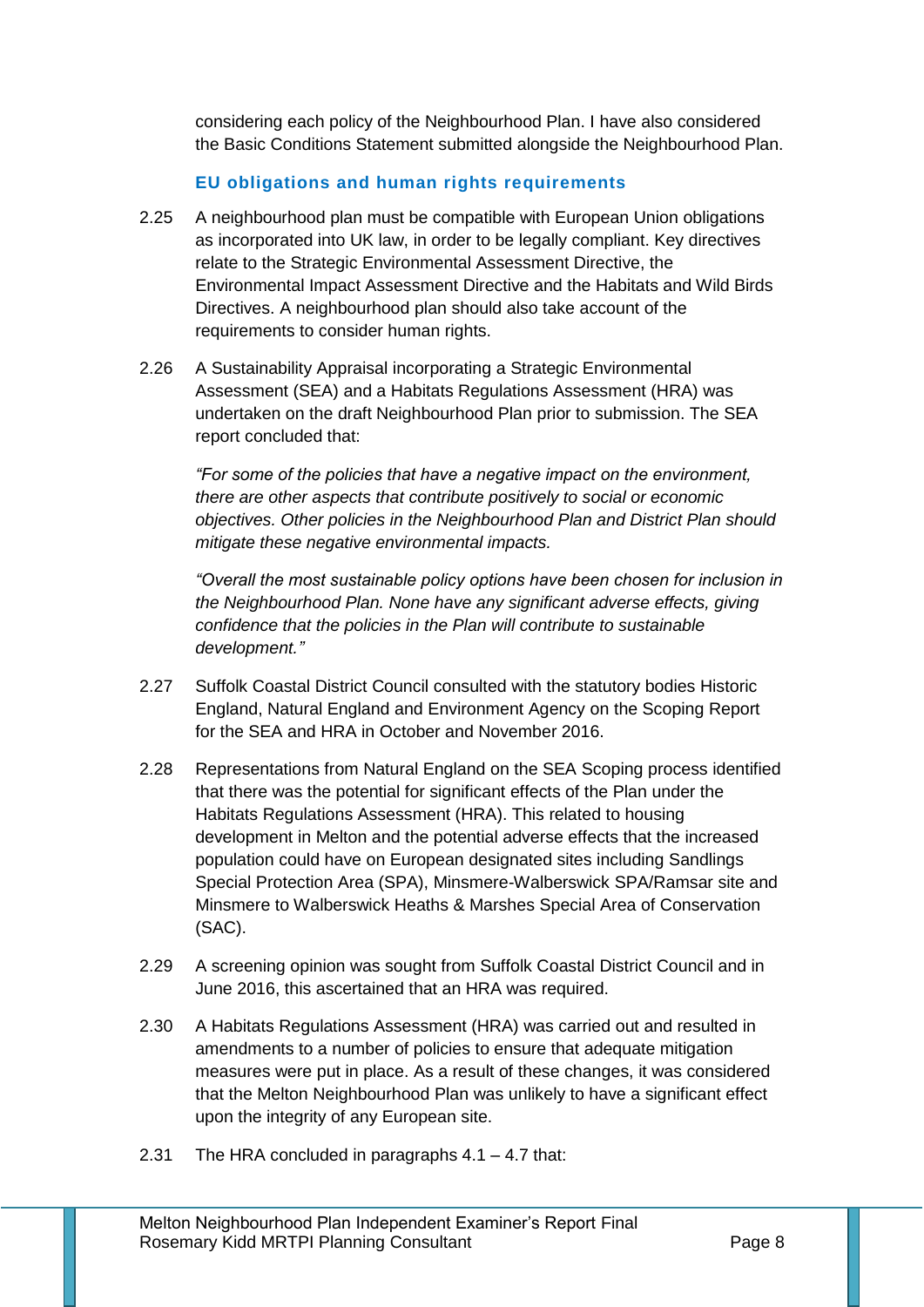considering each policy of the Neighbourhood Plan. I have also considered the Basic Conditions Statement submitted alongside the Neighbourhood Plan.

### EU obligations and human rights requirements

2.25 A neighbourhood plan must be compatible with European Union obligations as incorporated into UK law, in order to be legally compliant. Key directives relate to the Strategic Environmental Assessment Directive, the Environmental Impact Assessment Directive and the Habitats and Wild Birds Directives. A neighbourhood plan should also take account of the requirements to consider human rights.

2.26 A Sustainability Appraisal incorporating a Strategic Environmental Assessment (SEA) and a Habitats Regulations Assessment (HRA) was undertaken on the draft Neighbourhood Plan prior to submission. The SEA report concluded that:

> *"For some of the policies that have a negative impact on the environment, there are other aspects that contribute positively to social or economic objectives. Other policies in the Neighbourhood Plan and District Plan should mitigate these negative environmental impacts.*
>
> *"Overall the most sustainable policy options have been chosen for inclusion in the Neighbourhood Plan. None have any significant adverse effects, giving confidence that the policies in the Plan will contribute to sustainable development."*

2.27 Suffolk Coastal District Council consulted with the statutory bodies Historic England, Natural England and Environment Agency on the Scoping Report for the SEA and HRA in October and November 2016.

2.28 Representations from Natural England on the SEA Scoping process identified that there was the potential for significant effects of the Plan under the Habitats Regulations Assessment (HRA). This related to housing development in Melton and the potential adverse effects that the increased population could have on European designated sites including Sandlings Special Protection Area (SPA), Minsmere-Walberswick SPA/Ramsar site and Minsmere to Walberswick Heaths & Marshes Special Area of Conservation (SAC).

2.29 A screening opinion was sought from Suffolk Coastal District Council and in June 2016, this ascertained that an HRA was required.

2.30 A Habitats Regulations Assessment (HRA) was carried out and resulted in amendments to a number of policies to ensure that adequate mitigation measures were put in place. As a result of these changes, it was considered that the Melton Neighbourhood Plan was unlikely to have a significant effect upon the integrity of any European site.

2.31 The HRA concluded in paragraphs 4.1 – 4.7 that: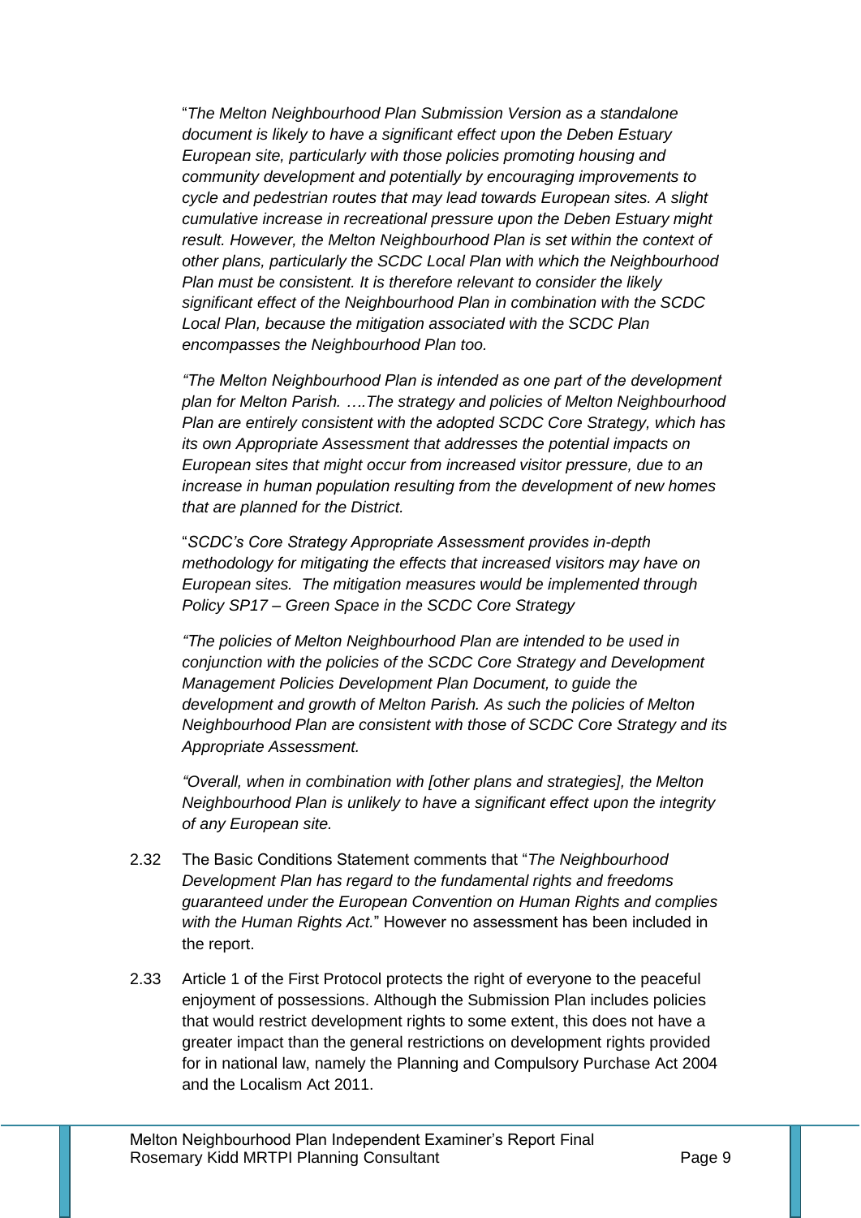"*The Melton Neighbourhood Plan Submission Version as a standalone document is likely to have a significant effect upon the Deben Estuary European site, particularly with those policies promoting housing and community development and potentially by encouraging improvements to cycle and pedestrian routes that may lead towards European sites. A slight cumulative increase in recreational pressure upon the Deben Estuary might result. However, the Melton Neighbourhood Plan is set within the context of other plans, particularly the SCDC Local Plan with which the Neighbourhood Plan must be consistent. It is therefore relevant to consider the likely significant effect of the Neighbourhood Plan in combination with the SCDC Local Plan, because the mitigation associated with the SCDC Plan encompasses the Neighbourhood Plan too.*

*"The Melton Neighbourhood Plan is intended as one part of the development plan for Melton Parish. ….The strategy and policies of Melton Neighbourhood Plan are entirely consistent with the adopted SCDC Core Strategy, which has its own Appropriate Assessment that addresses the potential impacts on European sites that might occur from increased visitor pressure, due to an increase in human population resulting from the development of new homes that are planned for the District.*

"*SCDC's Core Strategy Appropriate Assessment provides in-depth methodology for mitigating the effects that increased visitors may have on European sites. The mitigation measures would be implemented through Policy SP17 – Green Space in the SCDC Core Strategy*

*"The policies of Melton Neighbourhood Plan are intended to be used in conjunction with the policies of the SCDC Core Strategy and Development Management Policies Development Plan Document, to guide the development and growth of Melton Parish. As such the policies of Melton Neighbourhood Plan are consistent with those of SCDC Core Strategy and its Appropriate Assessment.*

*"Overall, when in combination with [other plans and strategies], the Melton Neighbourhood Plan is unlikely to have a significant effect upon the integrity of any European site.*

2.32 The Basic Conditions Statement comments that "*The Neighbourhood Development Plan has regard to the fundamental rights and freedoms guaranteed under the European Convention on Human Rights and complies with the Human Rights Act.*" However no assessment has been included in the report.

2.33 Article 1 of the First Protocol protects the right of everyone to the peaceful enjoyment of possessions. Although the Submission Plan includes policies that would restrict development rights to some extent, this does not have a greater impact than the general restrictions on development rights provided for in national law, namely the Planning and Compulsory Purchase Act 2004 and the Localism Act 2011.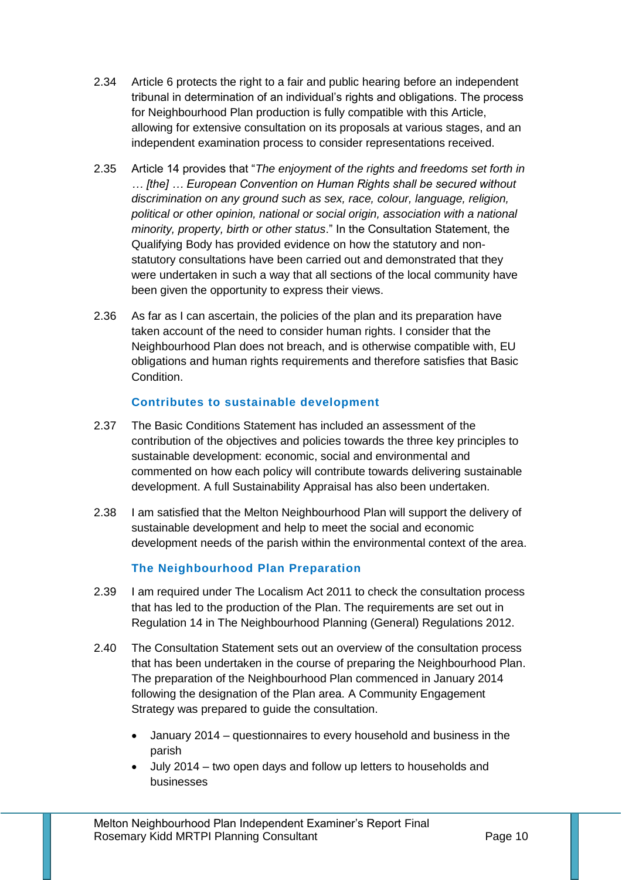2.34 Article 6 protects the right to a fair and public hearing before an independent tribunal in determination of an individual's rights and obligations. The process for Neighbourhood Plan production is fully compatible with this Article, allowing for extensive consultation on its proposals at various stages, and an independent examination process to consider representations received.

2.35 Article 14 provides that "*The enjoyment of the rights and freedoms set forth in … [the] … European Convention on Human Rights shall be secured without discrimination on any ground such as sex, race, colour, language, religion, political or other opinion, national or social origin, association with a national minority, property, birth or other status*." In the Consultation Statement, the Qualifying Body has provided evidence on how the statutory and non-statutory consultations have been carried out and demonstrated that they were undertaken in such a way that all sections of the local community have been given the opportunity to express their views.

2.36 As far as I can ascertain, the policies of the plan and its preparation have taken account of the need to consider human rights. I consider that the Neighbourhood Plan does not breach, and is otherwise compatible with, EU obligations and human rights requirements and therefore satisfies that Basic Condition.

### Contributes to sustainable development

2.37 The Basic Conditions Statement has included an assessment of the contribution of the objectives and policies towards the three key principles to sustainable development: economic, social and environmental and commented on how each policy will contribute towards delivering sustainable development. A full Sustainability Appraisal has also been undertaken.

2.38 I am satisfied that the Melton Neighbourhood Plan will support the delivery of sustainable development and help to meet the social and economic development needs of the parish within the environmental context of the area.

### The Neighbourhood Plan Preparation

2.39 I am required under The Localism Act 2011 to check the consultation process that has led to the production of the Plan. The requirements are set out in Regulation 14 in The Neighbourhood Planning (General) Regulations 2012.

2.40 The Consultation Statement sets out an overview of the consultation process that has been undertaken in the course of preparing the Neighbourhood Plan. The preparation of the Neighbourhood Plan commenced in January 2014 following the designation of the Plan area. A Community Engagement Strategy was prepared to guide the consultation.

- January 2014 – questionnaires to every household and business in the parish
- July 2014 – two open days and follow up letters to households and businesses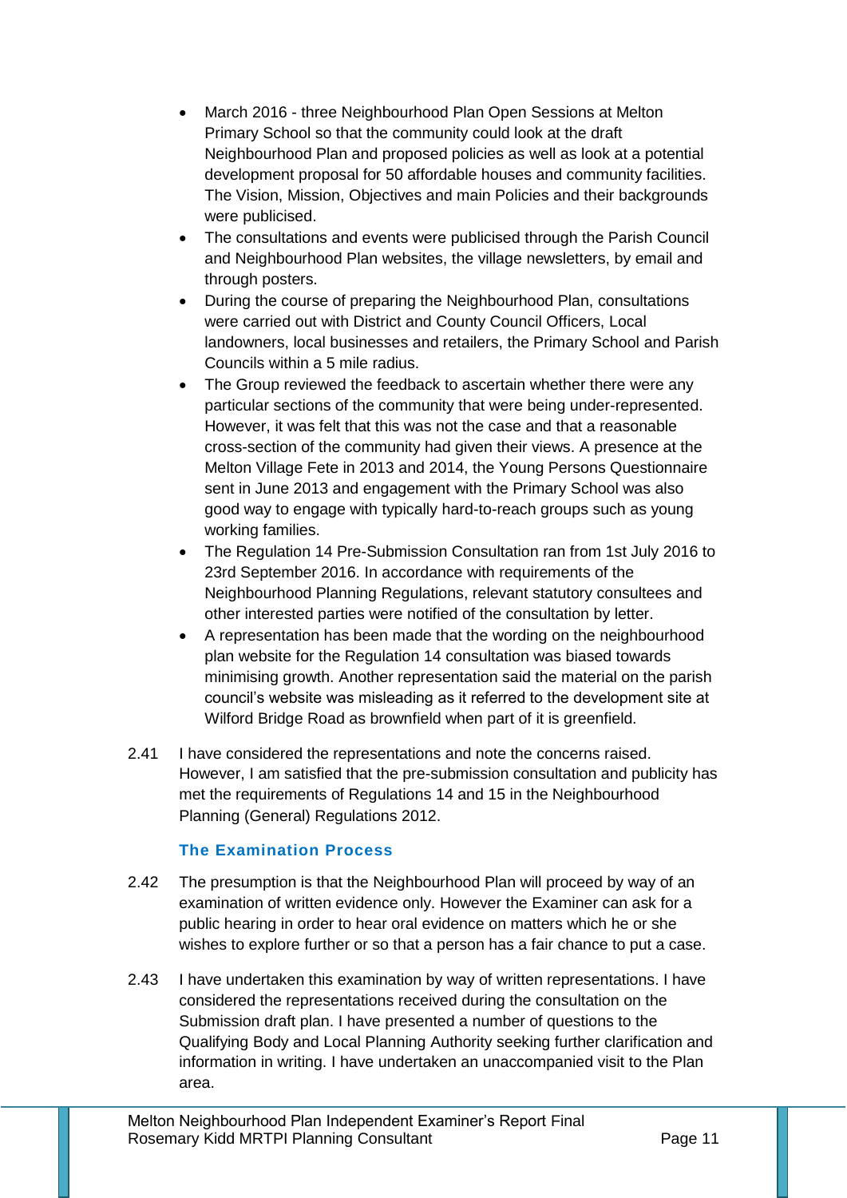- March 2016 - three Neighbourhood Plan Open Sessions at Melton Primary School so that the community could look at the draft Neighbourhood Plan and proposed policies as well as look at a potential development proposal for 50 affordable houses and community facilities. The Vision, Mission, Objectives and main Policies and their backgrounds were publicised.
- The consultations and events were publicised through the Parish Council and Neighbourhood Plan websites, the village newsletters, by email and through posters.
- During the course of preparing the Neighbourhood Plan, consultations were carried out with District and County Council Officers, Local landowners, local businesses and retailers, the Primary School and Parish Councils within a 5 mile radius.
- The Group reviewed the feedback to ascertain whether there were any particular sections of the community that were being under-represented. However, it was felt that this was not the case and that a reasonable cross-section of the community had given their views. A presence at the Melton Village Fete in 2013 and 2014, the Young Persons Questionnaire sent in June 2013 and engagement with the Primary School was also good way to engage with typically hard-to-reach groups such as young working families.
- The Regulation 14 Pre-Submission Consultation ran from 1st July 2016 to 23rd September 2016. In accordance with requirements of the Neighbourhood Planning Regulations, relevant statutory consultees and other interested parties were notified of the consultation by letter.
- A representation has been made that the wording on the neighbourhood plan website for the Regulation 14 consultation was biased towards minimising growth. Another representation said the material on the parish council's website was misleading as it referred to the development site at Wilford Bridge Road as brownfield when part of it is greenfield.

2.41 I have considered the representations and note the concerns raised. However, I am satisfied that the pre-submission consultation and publicity has met the requirements of Regulations 14 and 15 in the Neighbourhood Planning (General) Regulations 2012.

### The Examination Process

2.42 The presumption is that the Neighbourhood Plan will proceed by way of an examination of written evidence only. However the Examiner can ask for a public hearing in order to hear oral evidence on matters which he or she wishes to explore further or so that a person has a fair chance to put a case.

2.43 I have undertaken this examination by way of written representations. I have considered the representations received during the consultation on the Submission draft plan. I have presented a number of questions to the Qualifying Body and Local Planning Authority seeking further clarification and information in writing. I have undertaken an unaccompanied visit to the Plan area.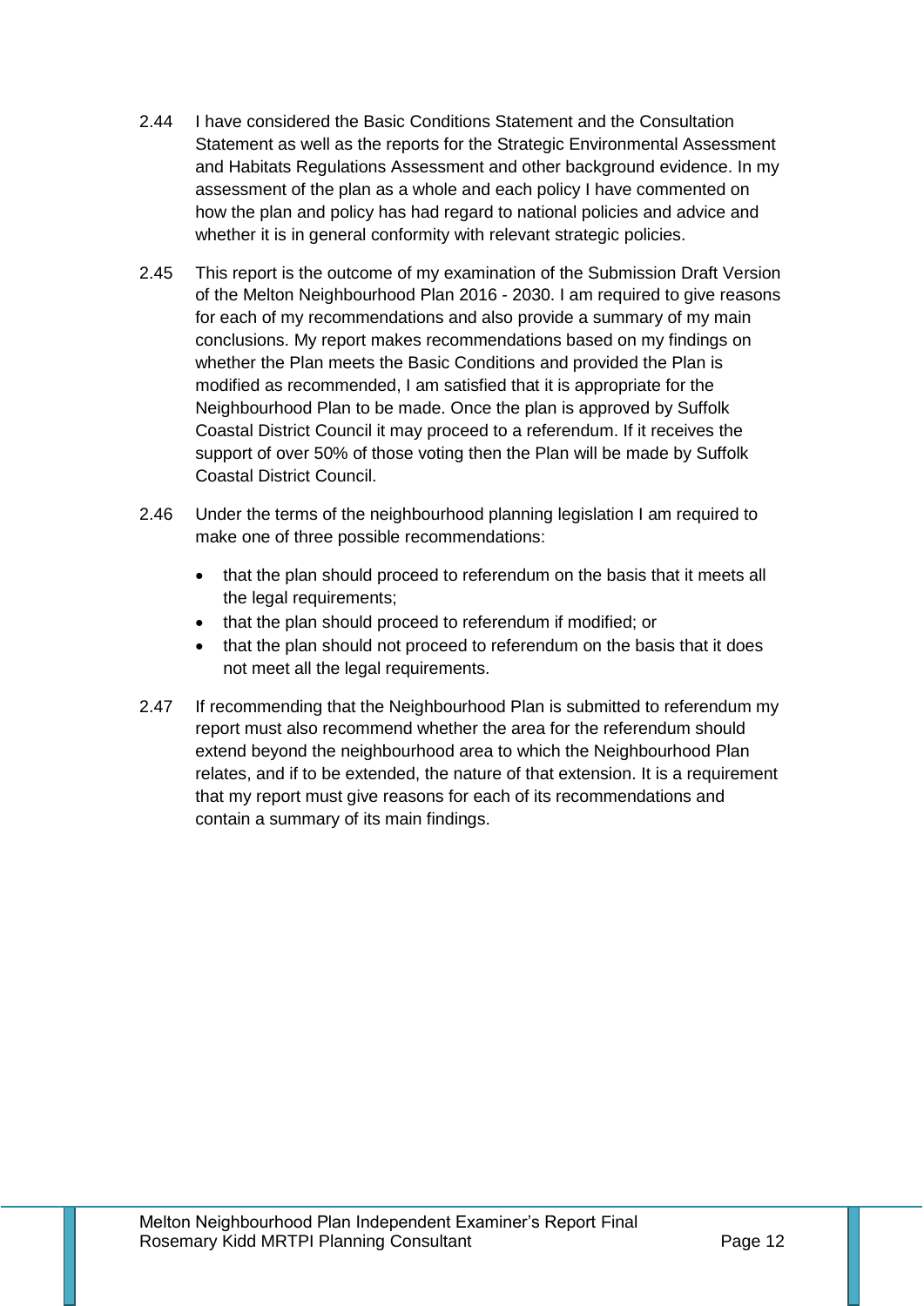2.44 I have considered the Basic Conditions Statement and the Consultation Statement as well as the reports for the Strategic Environmental Assessment and Habitats Regulations Assessment and other background evidence. In my assessment of the plan as a whole and each policy I have commented on how the plan and policy has had regard to national policies and advice and whether it is in general conformity with relevant strategic policies.

2.45 This report is the outcome of my examination of the Submission Draft Version of the Melton Neighbourhood Plan 2016 - 2030. I am required to give reasons for each of my recommendations and also provide a summary of my main conclusions. My report makes recommendations based on my findings on whether the Plan meets the Basic Conditions and provided the Plan is modified as recommended, I am satisfied that it is appropriate for the Neighbourhood Plan to be made. Once the plan is approved by Suffolk Coastal District Council it may proceed to a referendum. If it receives the support of over 50% of those voting then the Plan will be made by Suffolk Coastal District Council.

2.46 Under the terms of the neighbourhood planning legislation I am required to make one of three possible recommendations:

- that the plan should proceed to referendum on the basis that it meets all the legal requirements;
- that the plan should proceed to referendum if modified; or
- that the plan should not proceed to referendum on the basis that it does not meet all the legal requirements.

2.47 If recommending that the Neighbourhood Plan is submitted to referendum my report must also recommend whether the area for the referendum should extend beyond the neighbourhood area to which the Neighbourhood Plan relates, and if to be extended, the nature of that extension. It is a requirement that my report must give reasons for each of its recommendations and contain a summary of its main findings.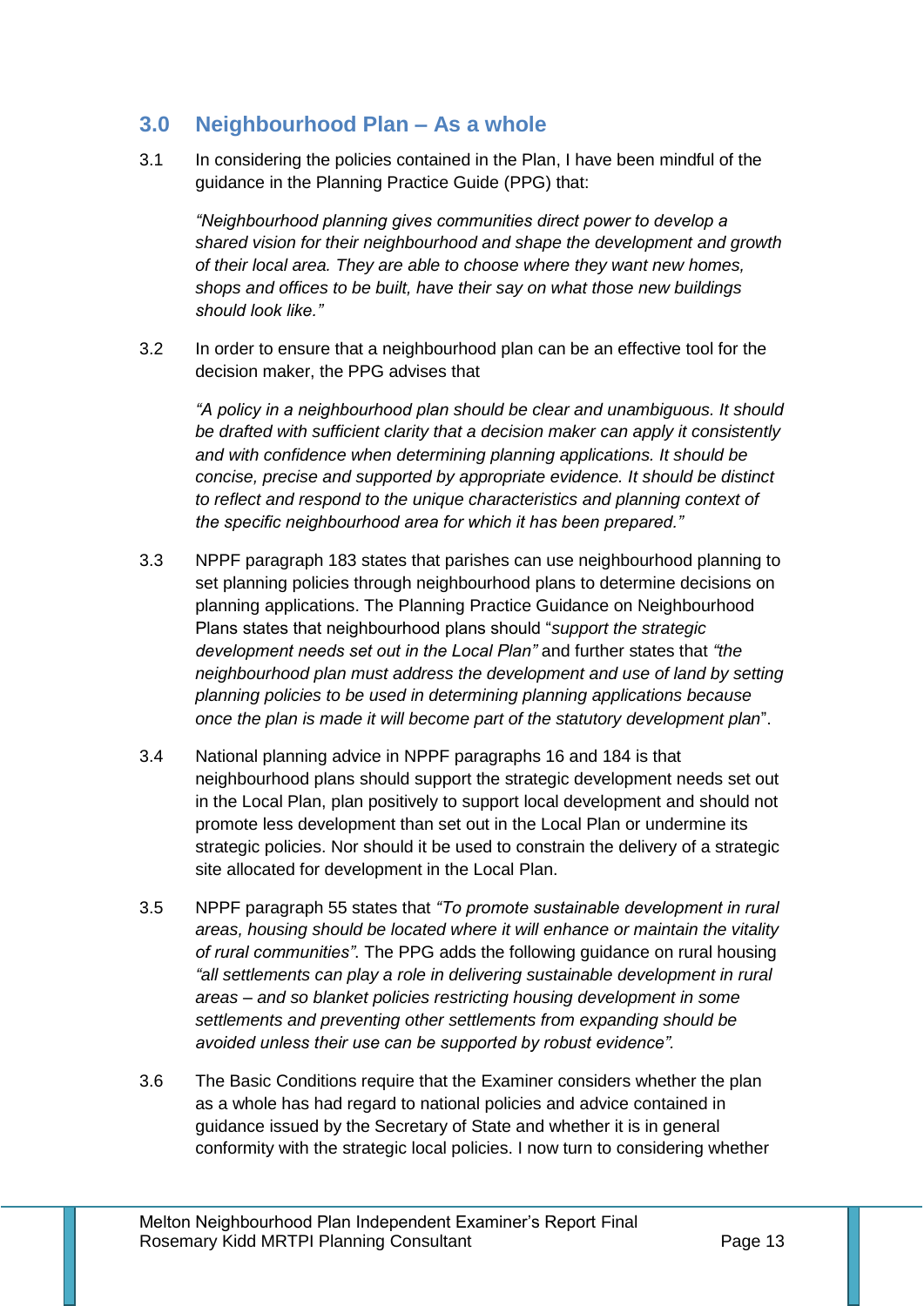## 3.0 Neighbourhood Plan – As a whole

3.1 In considering the policies contained in the Plan, I have been mindful of the guidance in the Planning Practice Guide (PPG) that:

> *"Neighbourhood planning gives communities direct power to develop a shared vision for their neighbourhood and shape the development and growth of their local area. They are able to choose where they want new homes, shops and offices to be built, have their say on what those new buildings should look like."*

3.2 In order to ensure that a neighbourhood plan can be an effective tool for the decision maker, the PPG advises that

> *"A policy in a neighbourhood plan should be clear and unambiguous. It should be drafted with sufficient clarity that a decision maker can apply it consistently and with confidence when determining planning applications. It should be concise, precise and supported by appropriate evidence. It should be distinct to reflect and respond to the unique characteristics and planning context of the specific neighbourhood area for which it has been prepared."*

3.3 NPPF paragraph 183 states that parishes can use neighbourhood planning to set planning policies through neighbourhood plans to determine decisions on planning applications. The Planning Practice Guidance on Neighbourhood Plans states that neighbourhood plans should "*support the strategic development needs set out in the Local Plan"* and further states that *"the neighbourhood plan must address the development and use of land by setting planning policies to be used in determining planning applications because once the plan is made it will become part of the statutory development plan*".

3.4 National planning advice in NPPF paragraphs 16 and 184 is that neighbourhood plans should support the strategic development needs set out in the Local Plan, plan positively to support local development and should not promote less development than set out in the Local Plan or undermine its strategic policies. Nor should it be used to constrain the delivery of a strategic site allocated for development in the Local Plan.

3.5 NPPF paragraph 55 states that *"To promote sustainable development in rural areas, housing should be located where it will enhance or maintain the vitality of rural communities".* The PPG adds the following guidance on rural housing *"all settlements can play a role in delivering sustainable development in rural areas – and so blanket policies restricting housing development in some settlements and preventing other settlements from expanding should be avoided unless their use can be supported by robust evidence".*

3.6 The Basic Conditions require that the Examiner considers whether the plan as a whole has had regard to national policies and advice contained in guidance issued by the Secretary of State and whether it is in general conformity with the strategic local policies. I now turn to considering whether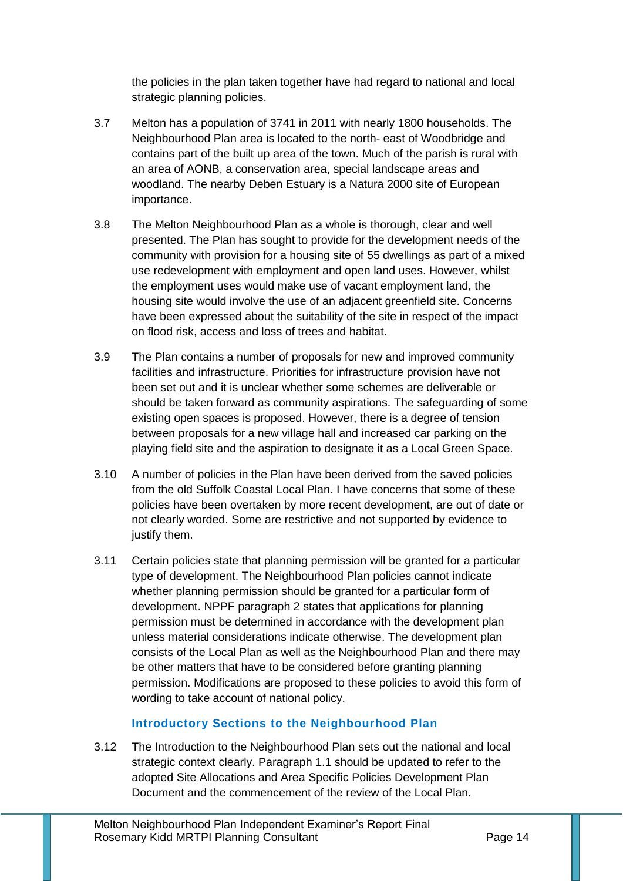the policies in the plan taken together have had regard to national and local strategic planning policies.

3.7 Melton has a population of 3741 in 2011 with nearly 1800 households. The Neighbourhood Plan area is located to the north- east of Woodbridge and contains part of the built up area of the town. Much of the parish is rural with an area of AONB, a conservation area, special landscape areas and woodland. The nearby Deben Estuary is a Natura 2000 site of European importance.

3.8 The Melton Neighbourhood Plan as a whole is thorough, clear and well presented. The Plan has sought to provide for the development needs of the community with provision for a housing site of 55 dwellings as part of a mixed use redevelopment with employment and open land uses. However, whilst the employment uses would make use of vacant employment land, the housing site would involve the use of an adjacent greenfield site. Concerns have been expressed about the suitability of the site in respect of the impact on flood risk, access and loss of trees and habitat.

3.9 The Plan contains a number of proposals for new and improved community facilities and infrastructure. Priorities for infrastructure provision have not been set out and it is unclear whether some schemes are deliverable or should be taken forward as community aspirations. The safeguarding of some existing open spaces is proposed. However, there is a degree of tension between proposals for a new village hall and increased car parking on the playing field site and the aspiration to designate it as a Local Green Space.

3.10 A number of policies in the Plan have been derived from the saved policies from the old Suffolk Coastal Local Plan. I have concerns that some of these policies have been overtaken by more recent development, are out of date or not clearly worded. Some are restrictive and not supported by evidence to justify them.

3.11 Certain policies state that planning permission will be granted for a particular type of development. The Neighbourhood Plan policies cannot indicate whether planning permission should be granted for a particular form of development. NPPF paragraph 2 states that applications for planning permission must be determined in accordance with the development plan unless material considerations indicate otherwise. The development plan consists of the Local Plan as well as the Neighbourhood Plan and there may be other matters that have to be considered before granting planning permission. Modifications are proposed to these policies to avoid this form of wording to take account of national policy.

### Introductory Sections to the Neighbourhood Plan

3.12 The Introduction to the Neighbourhood Plan sets out the national and local strategic context clearly. Paragraph 1.1 should be updated to refer to the adopted Site Allocations and Area Specific Policies Development Plan Document and the commencement of the review of the Local Plan.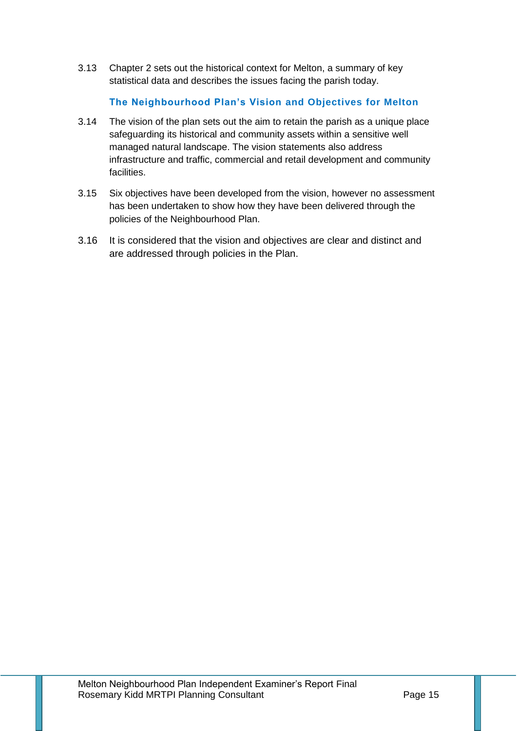3.13 Chapter 2 sets out the historical context for Melton, a summary of key statistical data and describes the issues facing the parish today.

### The Neighbourhood Plan's Vision and Objectives for Melton

3.14 The vision of the plan sets out the aim to retain the parish as a unique place safeguarding its historical and community assets within a sensitive well managed natural landscape. The vision statements also address infrastructure and traffic, commercial and retail development and community facilities.

3.15 Six objectives have been developed from the vision, however no assessment has been undertaken to show how they have been delivered through the policies of the Neighbourhood Plan.

3.16 It is considered that the vision and objectives are clear and distinct and are addressed through policies in the Plan.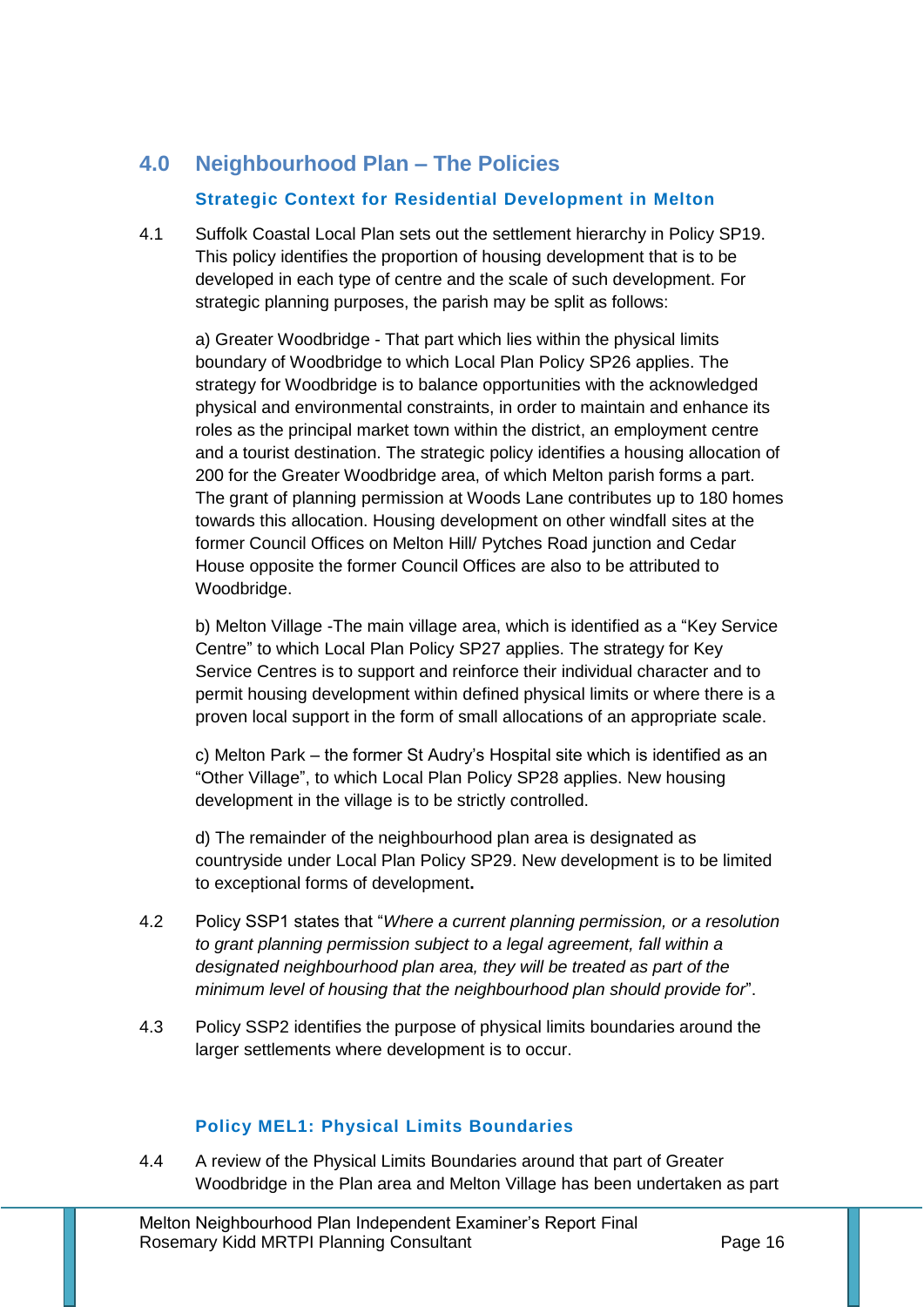## 4.0 Neighbourhood Plan – The Policies

### Strategic Context for Residential Development in Melton

4.1 Suffolk Coastal Local Plan sets out the settlement hierarchy in Policy SP19. This policy identifies the proportion of housing development that is to be developed in each type of centre and the scale of such development. For strategic planning purposes, the parish may be split as follows:

a) Greater Woodbridge - That part which lies within the physical limits boundary of Woodbridge to which Local Plan Policy SP26 applies. The strategy for Woodbridge is to balance opportunities with the acknowledged physical and environmental constraints, in order to maintain and enhance its roles as the principal market town within the district, an employment centre and a tourist destination. The strategic policy identifies a housing allocation of 200 for the Greater Woodbridge area, of which Melton parish forms a part. The grant of planning permission at Woods Lane contributes up to 180 homes towards this allocation. Housing development on other windfall sites at the former Council Offices on Melton Hill/ Pytches Road junction and Cedar House opposite the former Council Offices are also to be attributed to Woodbridge.

b) Melton Village -The main village area, which is identified as a "Key Service Centre" to which Local Plan Policy SP27 applies. The strategy for Key Service Centres is to support and reinforce their individual character and to permit housing development within defined physical limits or where there is a proven local support in the form of small allocations of an appropriate scale.

c) Melton Park – the former St Audry's Hospital site which is identified as an "Other Village", to which Local Plan Policy SP28 applies. New housing development in the village is to be strictly controlled.

d) The remainder of the neighbourhood plan area is designated as countryside under Local Plan Policy SP29. New development is to be limited to exceptional forms of development**.**

4.2 Policy SSP1 states that "*Where a current planning permission, or a resolution to grant planning permission subject to a legal agreement, fall within a designated neighbourhood plan area, they will be treated as part of the minimum level of housing that the neighbourhood plan should provide for*".

4.3 Policy SSP2 identifies the purpose of physical limits boundaries around the larger settlements where development is to occur.

### Policy MEL1: Physical Limits Boundaries

4.4 A review of the Physical Limits Boundaries around that part of Greater Woodbridge in the Plan area and Melton Village has been undertaken as part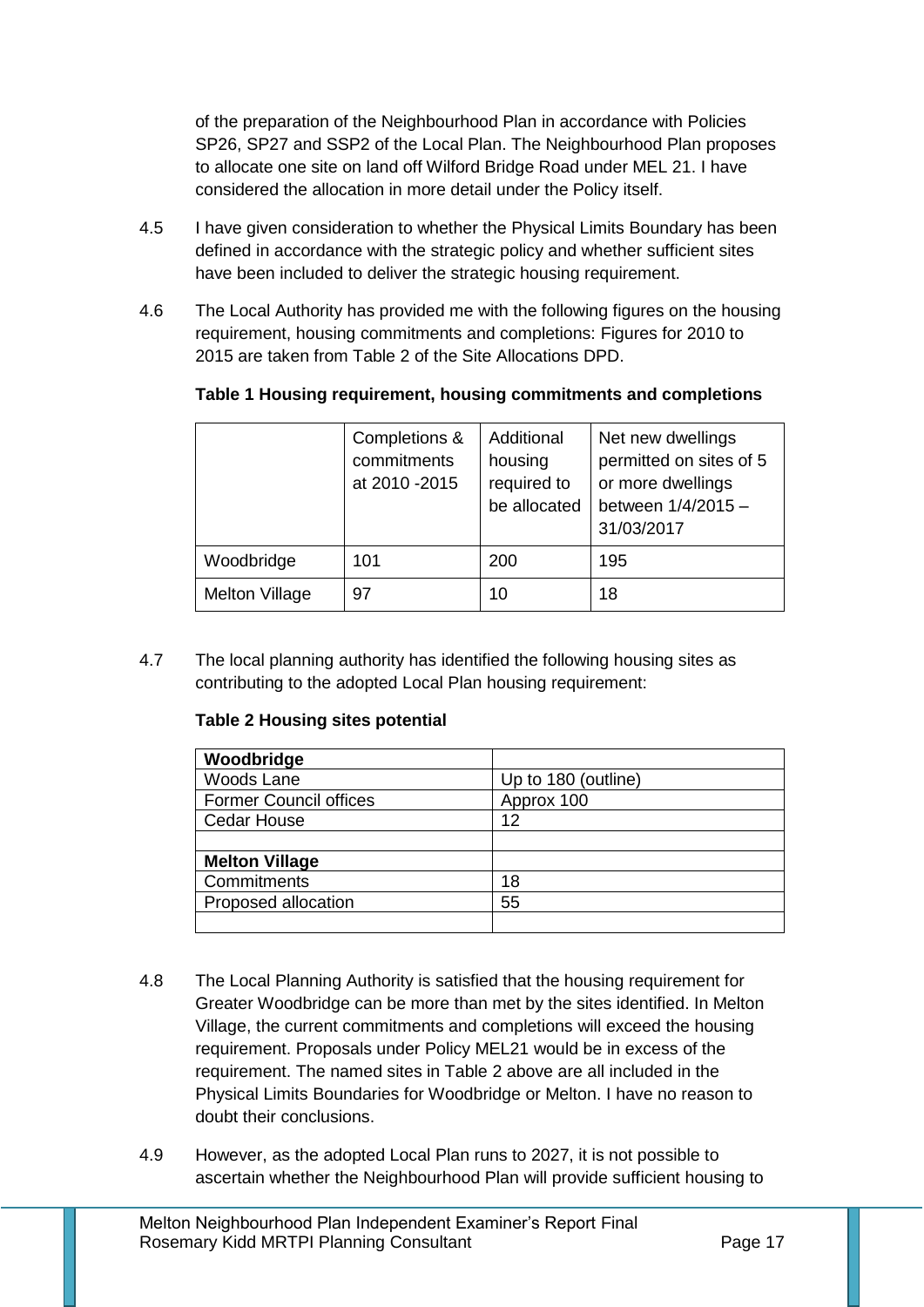of the preparation of the Neighbourhood Plan in accordance with Policies SP26, SP27 and SSP2 of the Local Plan. The Neighbourhood Plan proposes to allocate one site on land off Wilford Bridge Road under MEL 21. I have considered the allocation in more detail under the Policy itself.

4.5 I have given consideration to whether the Physical Limits Boundary has been defined in accordance with the strategic policy and whether sufficient sites have been included to deliver the strategic housing requirement.

4.6 The Local Authority has provided me with the following figures on the housing requirement, housing commitments and completions: Figures for 2010 to 2015 are taken from Table 2 of the Site Allocations DPD.

**Table 1 Housing requirement, housing commitments and completions**

| | Completions & commitments at 2010 -2015 | Additional housing required to be allocated | Net new dwellings permitted on sites of 5 or more dwellings between 1/4/2015 – 31/03/2017 |
|---|---|---|---|
| Woodbridge | 101 | 200 | 195 |
| Melton Village | 97 | 10 | 18 |

4.7 The local planning authority has identified the following housing sites as contributing to the adopted Local Plan housing requirement:

**Table 2 Housing sites potential**

| **Woodbridge** | |
|---|---|
| Woods Lane | Up to 180 (outline) |
| Former Council offices | Approx 100 |
| Cedar House | 12 |
| | |
| **Melton Village** | |
| Commitments | 18 |
| Proposed allocation | 55 |
| | |

4.8 The Local Planning Authority is satisfied that the housing requirement for Greater Woodbridge can be more than met by the sites identified. In Melton Village, the current commitments and completions will exceed the housing requirement. Proposals under Policy MEL21 would be in excess of the requirement. The named sites in Table 2 above are all included in the Physical Limits Boundaries for Woodbridge or Melton. I have no reason to doubt their conclusions.

4.9 However, as the adopted Local Plan runs to 2027, it is not possible to ascertain whether the Neighbourhood Plan will provide sufficient housing to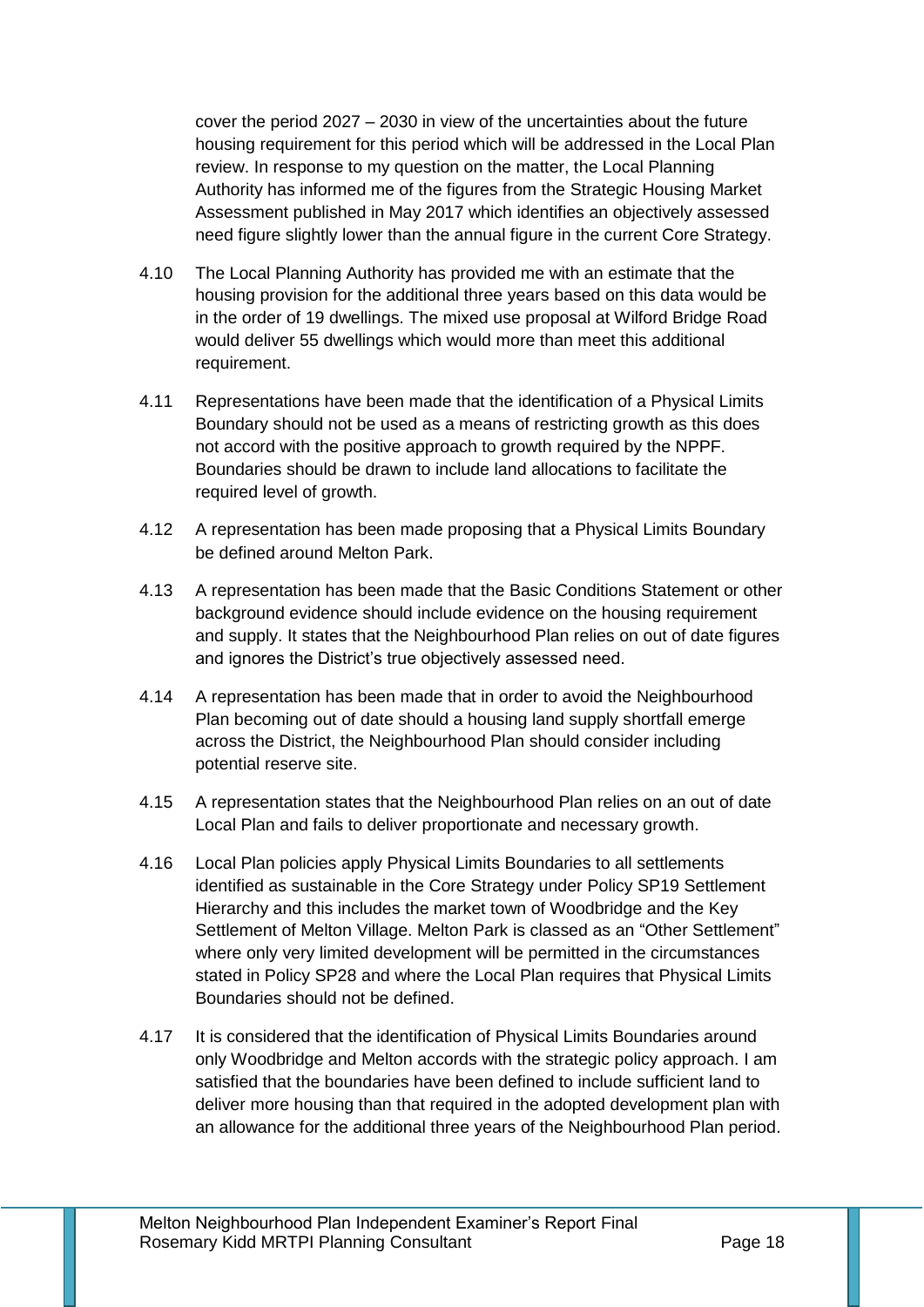cover the period 2027 – 2030 in view of the uncertainties about the future housing requirement for this period which will be addressed in the Local Plan review. In response to my question on the matter, the Local Planning Authority has informed me of the figures from the Strategic Housing Market Assessment published in May 2017 which identifies an objectively assessed need figure slightly lower than the annual figure in the current Core Strategy.

4.10 The Local Planning Authority has provided me with an estimate that the housing provision for the additional three years based on this data would be in the order of 19 dwellings. The mixed use proposal at Wilford Bridge Road would deliver 55 dwellings which would more than meet this additional requirement.

4.11 Representations have been made that the identification of a Physical Limits Boundary should not be used as a means of restricting growth as this does not accord with the positive approach to growth required by the NPPF. Boundaries should be drawn to include land allocations to facilitate the required level of growth.

4.12 A representation has been made proposing that a Physical Limits Boundary be defined around Melton Park.

4.13 A representation has been made that the Basic Conditions Statement or other background evidence should include evidence on the housing requirement and supply. It states that the Neighbourhood Plan relies on out of date figures and ignores the District's true objectively assessed need.

4.14 A representation has been made that in order to avoid the Neighbourhood Plan becoming out of date should a housing land supply shortfall emerge across the District, the Neighbourhood Plan should consider including potential reserve site.

4.15 A representation states that the Neighbourhood Plan relies on an out of date Local Plan and fails to deliver proportionate and necessary growth.

4.16 Local Plan policies apply Physical Limits Boundaries to all settlements identified as sustainable in the Core Strategy under Policy SP19 Settlement Hierarchy and this includes the market town of Woodbridge and the Key Settlement of Melton Village. Melton Park is classed as an "Other Settlement" where only very limited development will be permitted in the circumstances stated in Policy SP28 and where the Local Plan requires that Physical Limits Boundaries should not be defined.

4.17 It is considered that the identification of Physical Limits Boundaries around only Woodbridge and Melton accords with the strategic policy approach. I am satisfied that the boundaries have been defined to include sufficient land to deliver more housing than that required in the adopted development plan with an allowance for the additional three years of the Neighbourhood Plan period.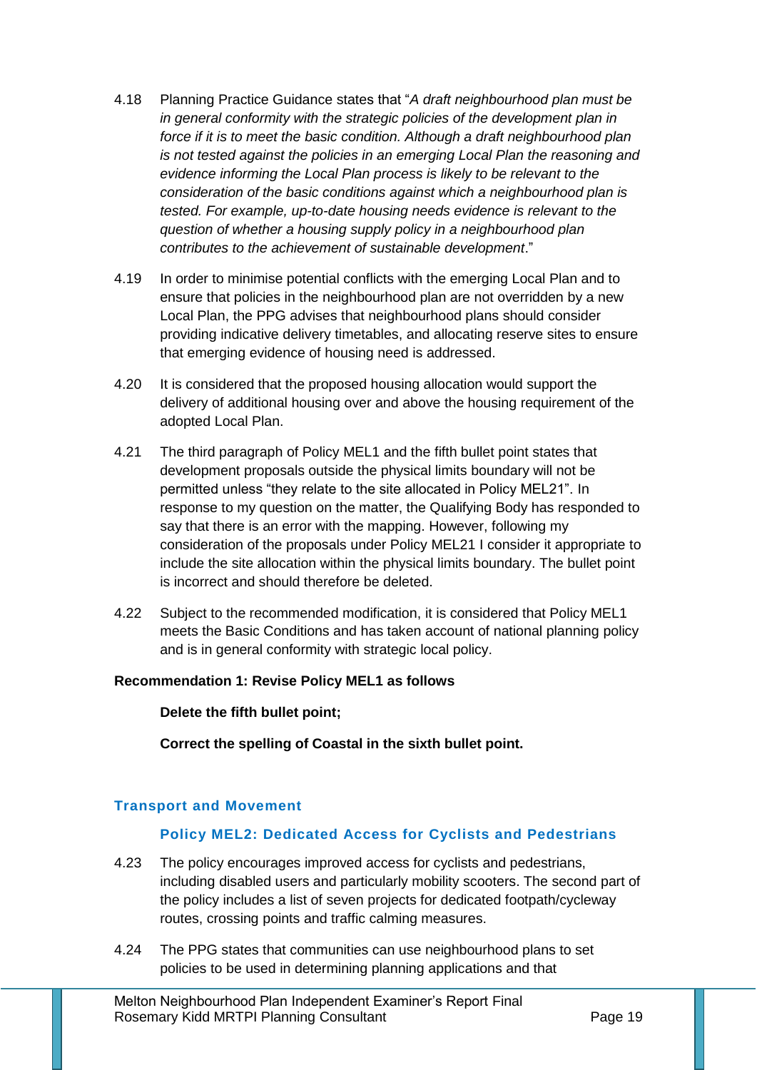4.18 Planning Practice Guidance states that "*A draft neighbourhood plan must be in general conformity with the strategic policies of the development plan in force if it is to meet the basic condition. Although a draft neighbourhood plan is not tested against the policies in an emerging Local Plan the reasoning and evidence informing the Local Plan process is likely to be relevant to the consideration of the basic conditions against which a neighbourhood plan is tested. For example, up-to-date housing needs evidence is relevant to the question of whether a housing supply policy in a neighbourhood plan contributes to the achievement of sustainable development*."

4.19 In order to minimise potential conflicts with the emerging Local Plan and to ensure that policies in the neighbourhood plan are not overridden by a new Local Plan, the PPG advises that neighbourhood plans should consider providing indicative delivery timetables, and allocating reserve sites to ensure that emerging evidence of housing need is addressed.

4.20 It is considered that the proposed housing allocation would support the delivery of additional housing over and above the housing requirement of the adopted Local Plan.

4.21 The third paragraph of Policy MEL1 and the fifth bullet point states that development proposals outside the physical limits boundary will not be permitted unless "they relate to the site allocated in Policy MEL21". In response to my question on the matter, the Qualifying Body has responded to say that there is an error with the mapping. However, following my consideration of the proposals under Policy MEL21 I consider it appropriate to include the site allocation within the physical limits boundary. The bullet point is incorrect and should therefore be deleted.

4.22 Subject to the recommended modification, it is considered that Policy MEL1 meets the Basic Conditions and has taken account of national planning policy and is in general conformity with strategic local policy.

**Recommendation 1: Revise Policy MEL1 as follows**

**Delete the fifth bullet point;**

**Correct the spelling of Coastal in the sixth bullet point.**

## Transport and Movement

### Policy MEL2: Dedicated Access for Cyclists and Pedestrians

4.23 The policy encourages improved access for cyclists and pedestrians, including disabled users and particularly mobility scooters. The second part of the policy includes a list of seven projects for dedicated footpath/cycleway routes, crossing points and traffic calming measures.

4.24 The PPG states that communities can use neighbourhood plans to set policies to be used in determining planning applications and that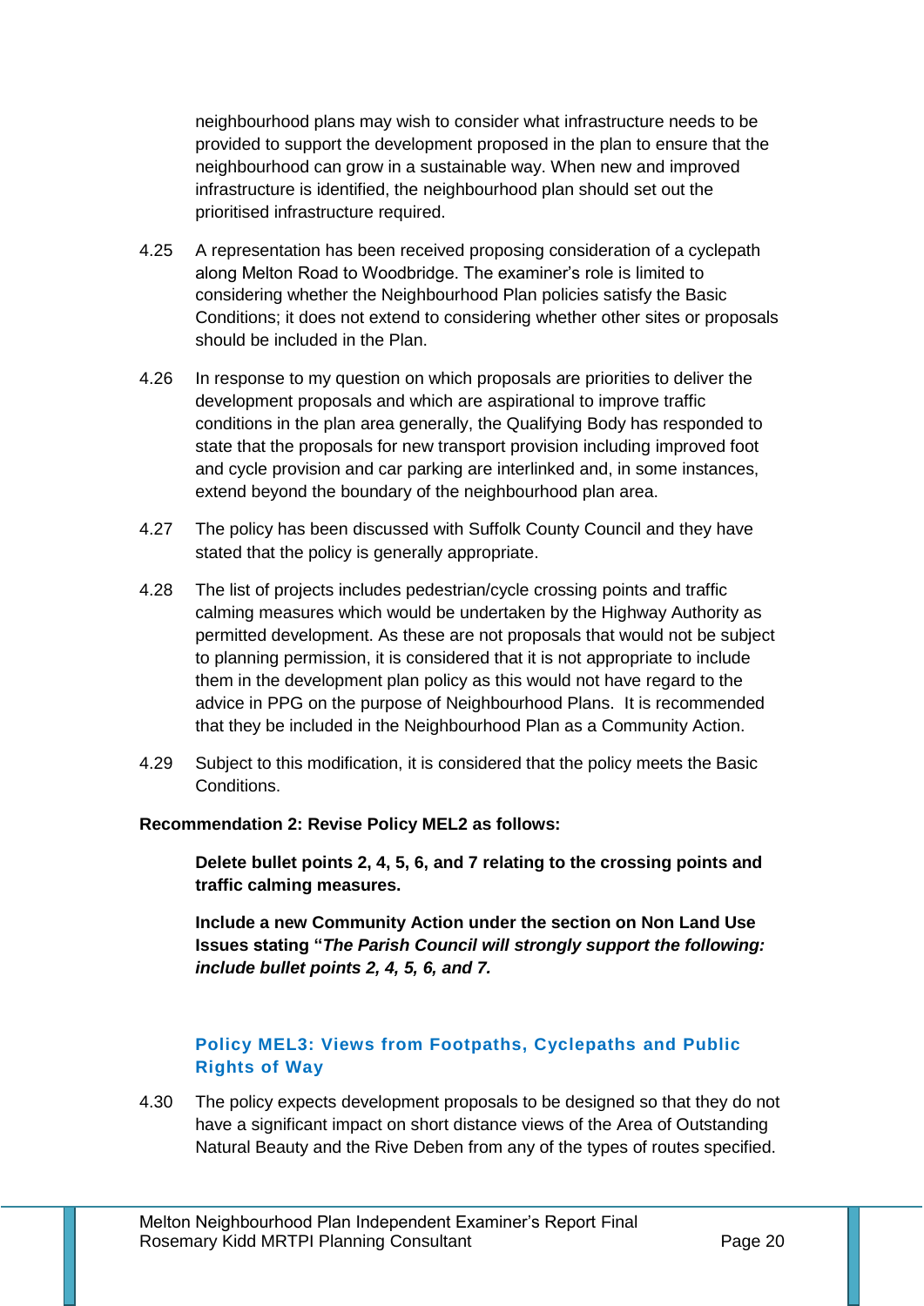neighbourhood plans may wish to consider what infrastructure needs to be provided to support the development proposed in the plan to ensure that the neighbourhood can grow in a sustainable way. When new and improved infrastructure is identified, the neighbourhood plan should set out the prioritised infrastructure required.

4.25 A representation has been received proposing consideration of a cyclepath along Melton Road to Woodbridge. The examiner's role is limited to considering whether the Neighbourhood Plan policies satisfy the Basic Conditions; it does not extend to considering whether other sites or proposals should be included in the Plan.

4.26 In response to my question on which proposals are priorities to deliver the development proposals and which are aspirational to improve traffic conditions in the plan area generally, the Qualifying Body has responded to state that the proposals for new transport provision including improved foot and cycle provision and car parking are interlinked and, in some instances, extend beyond the boundary of the neighbourhood plan area.

4.27 The policy has been discussed with Suffolk County Council and they have stated that the policy is generally appropriate.

4.28 The list of projects includes pedestrian/cycle crossing points and traffic calming measures which would be undertaken by the Highway Authority as permitted development. As these are not proposals that would not be subject to planning permission, it is considered that it is not appropriate to include them in the development plan policy as this would not have regard to the advice in PPG on the purpose of Neighbourhood Plans. It is recommended that they be included in the Neighbourhood Plan as a Community Action.

4.29 Subject to this modification, it is considered that the policy meets the Basic Conditions.

**Recommendation 2: Revise Policy MEL2 as follows:**

> **Delete bullet points 2, 4, 5, 6, and 7 relating to the crossing points and traffic calming measures.**
>
> **Include a new Community Action under the section on Non Land Use Issues stating "*The Parish Council will strongly support the following: include bullet points 2, 4, 5, 6, and 7.***

### Policy MEL3: Views from Footpaths, Cyclepaths and Public Rights of Way

4.30 The policy expects development proposals to be designed so that they do not have a significant impact on short distance views of the Area of Outstanding Natural Beauty and the Rive Deben from any of the types of routes specified.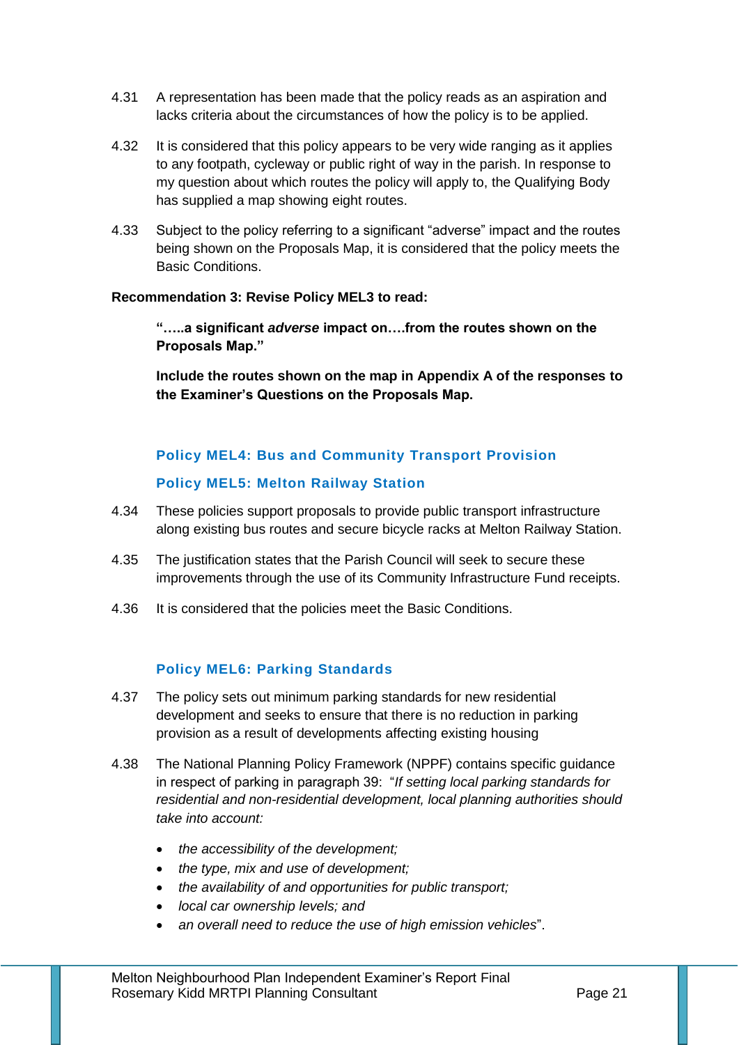4.31 A representation has been made that the policy reads as an aspiration and lacks criteria about the circumstances of how the policy is to be applied.

4.32 It is considered that this policy appears to be very wide ranging as it applies to any footpath, cycleway or public right of way in the parish. In response to my question about which routes the policy will apply to, the Qualifying Body has supplied a map showing eight routes.

4.33 Subject to the policy referring to a significant "adverse" impact and the routes being shown on the Proposals Map, it is considered that the policy meets the Basic Conditions.

**Recommendation 3: Revise Policy MEL3 to read:**

> **"…..a significant *adverse* impact on….from the routes shown on the Proposals Map."**
>
> **Include the routes shown on the map in Appendix A of the responses to the Examiner's Questions on the Proposals Map.**

### Policy MEL4: Bus and Community Transport Provision

### Policy MEL5: Melton Railway Station

4.34 These policies support proposals to provide public transport infrastructure along existing bus routes and secure bicycle racks at Melton Railway Station.

4.35 The justification states that the Parish Council will seek to secure these improvements through the use of its Community Infrastructure Fund receipts.

4.36 It is considered that the policies meet the Basic Conditions.

### Policy MEL6: Parking Standards

4.37 The policy sets out minimum parking standards for new residential development and seeks to ensure that there is no reduction in parking provision as a result of developments affecting existing housing

4.38 The National Planning Policy Framework (NPPF) contains specific guidance in respect of parking in paragraph 39: "*If setting local parking standards for residential and non-residential development, local planning authorities should take into account:*

- *the accessibility of the development;*
- *the type, mix and use of development;*
- *the availability of and opportunities for public transport;*
- *local car ownership levels; and*
- *an overall need to reduce the use of high emission vehicles*".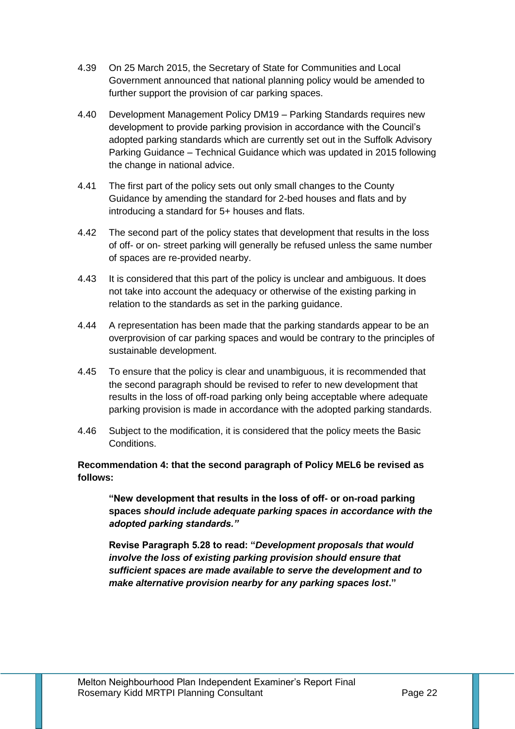4.39 On 25 March 2015, the Secretary of State for Communities and Local Government announced that national planning policy would be amended to further support the provision of car parking spaces.

4.40 Development Management Policy DM19 – Parking Standards requires new development to provide parking provision in accordance with the Council's adopted parking standards which are currently set out in the Suffolk Advisory Parking Guidance – Technical Guidance which was updated in 2015 following the change in national advice.

4.41 The first part of the policy sets out only small changes to the County Guidance by amending the standard for 2-bed houses and flats and by introducing a standard for 5+ houses and flats.

4.42 The second part of the policy states that development that results in the loss of off- or on- street parking will generally be refused unless the same number of spaces are re-provided nearby.

4.43 It is considered that this part of the policy is unclear and ambiguous. It does not take into account the adequacy or otherwise of the existing parking in relation to the standards as set in the parking guidance.

4.44 A representation has been made that the parking standards appear to be an overprovision of car parking spaces and would be contrary to the principles of sustainable development.

4.45 To ensure that the policy is clear and unambiguous, it is recommended that the second paragraph should be revised to refer to new development that results in the loss of off-road parking only being acceptable where adequate parking provision is made in accordance with the adopted parking standards.

4.46 Subject to the modification, it is considered that the policy meets the Basic Conditions.

**Recommendation 4: that the second paragraph of Policy MEL6 be revised as follows:**

> **"New development that results in the loss of off- or on-road parking spaces *should include adequate parking spaces in accordance with the adopted parking standards."***
>
> **Revise Paragraph 5.28 to read: "*Development proposals that would involve the loss of existing parking provision should ensure that sufficient spaces are made available to serve the development and to make alternative provision nearby for any parking spaces lost*."**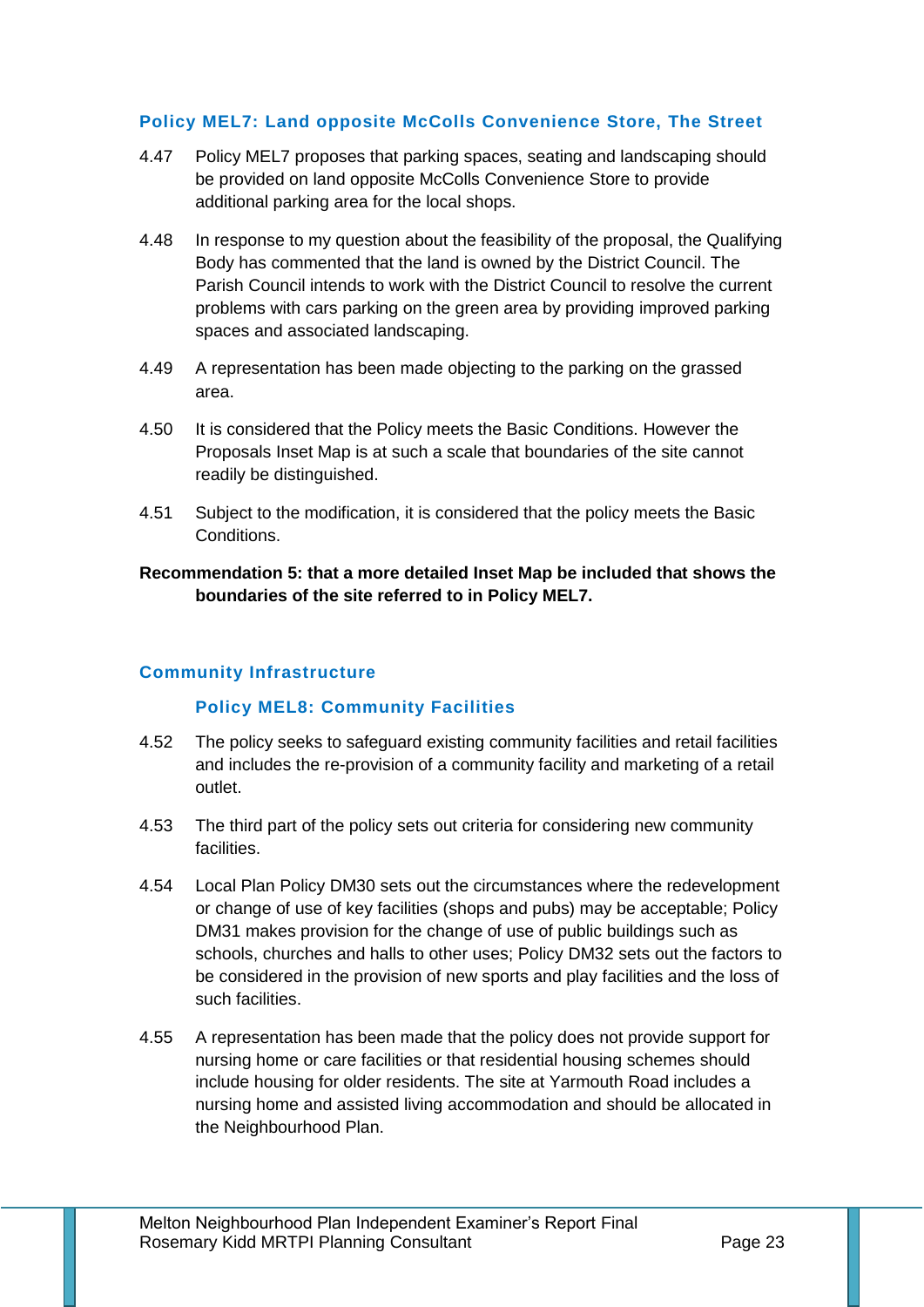### Policy MEL7: Land opposite McColls Convenience Store, The Street

4.47 Policy MEL7 proposes that parking spaces, seating and landscaping should be provided on land opposite McColls Convenience Store to provide additional parking area for the local shops.

4.48 In response to my question about the feasibility of the proposal, the Qualifying Body has commented that the land is owned by the District Council. The Parish Council intends to work with the District Council to resolve the current problems with cars parking on the green area by providing improved parking spaces and associated landscaping.

4.49 A representation has been made objecting to the parking on the grassed area.

4.50 It is considered that the Policy meets the Basic Conditions. However the Proposals Inset Map is at such a scale that boundaries of the site cannot readily be distinguished.

4.51 Subject to the modification, it is considered that the policy meets the Basic Conditions.

**Recommendation 5: that a more detailed Inset Map be included that shows the boundaries of the site referred to in Policy MEL7.**

## Community Infrastructure

### Policy MEL8: Community Facilities

4.52 The policy seeks to safeguard existing community facilities and retail facilities and includes the re-provision of a community facility and marketing of a retail outlet.

4.53 The third part of the policy sets out criteria for considering new community facilities.

4.54 Local Plan Policy DM30 sets out the circumstances where the redevelopment or change of use of key facilities (shops and pubs) may be acceptable; Policy DM31 makes provision for the change of use of public buildings such as schools, churches and halls to other uses; Policy DM32 sets out the factors to be considered in the provision of new sports and play facilities and the loss of such facilities.

4.55 A representation has been made that the policy does not provide support for nursing home or care facilities or that residential housing schemes should include housing for older residents. The site at Yarmouth Road includes a nursing home and assisted living accommodation and should be allocated in the Neighbourhood Plan.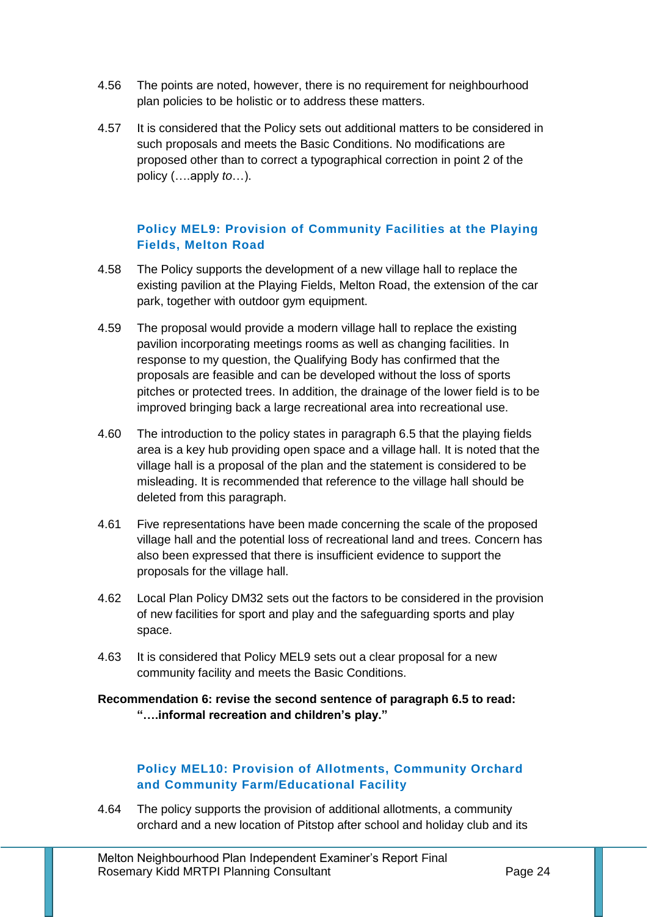4.56 The points are noted, however, there is no requirement for neighbourhood plan policies to be holistic or to address these matters.

4.57 It is considered that the Policy sets out additional matters to be considered in such proposals and meets the Basic Conditions. No modifications are proposed other than to correct a typographical correction in point 2 of the policy (….apply *to*…).

### Policy MEL9: Provision of Community Facilities at the Playing Fields, Melton Road

4.58 The Policy supports the development of a new village hall to replace the existing pavilion at the Playing Fields, Melton Road, the extension of the car park, together with outdoor gym equipment.

4.59 The proposal would provide a modern village hall to replace the existing pavilion incorporating meetings rooms as well as changing facilities. In response to my question, the Qualifying Body has confirmed that the proposals are feasible and can be developed without the loss of sports pitches or protected trees. In addition, the drainage of the lower field is to be improved bringing back a large recreational area into recreational use.

4.60 The introduction to the policy states in paragraph 6.5 that the playing fields area is a key hub providing open space and a village hall. It is noted that the village hall is a proposal of the plan and the statement is considered to be misleading. It is recommended that reference to the village hall should be deleted from this paragraph.

4.61 Five representations have been made concerning the scale of the proposed village hall and the potential loss of recreational land and trees. Concern has also been expressed that there is insufficient evidence to support the proposals for the village hall.

4.62 Local Plan Policy DM32 sets out the factors to be considered in the provision of new facilities for sport and play and the safeguarding sports and play space.

4.63 It is considered that Policy MEL9 sets out a clear proposal for a new community facility and meets the Basic Conditions.

**Recommendation 6: revise the second sentence of paragraph 6.5 to read: "….informal recreation and children's play."**

### Policy MEL10: Provision of Allotments, Community Orchard and Community Farm/Educational Facility

4.64 The policy supports the provision of additional allotments, a community orchard and a new location of Pitstop after school and holiday club and its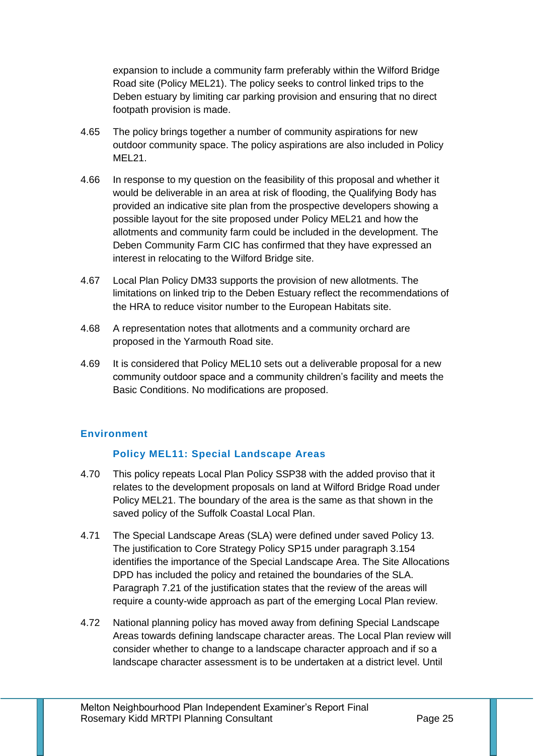expansion to include a community farm preferably within the Wilford Bridge Road site (Policy MEL21). The policy seeks to control linked trips to the Deben estuary by limiting car parking provision and ensuring that no direct footpath provision is made.

4.65 The policy brings together a number of community aspirations for new outdoor community space. The policy aspirations are also included in Policy MEL21.

4.66 In response to my question on the feasibility of this proposal and whether it would be deliverable in an area at risk of flooding, the Qualifying Body has provided an indicative site plan from the prospective developers showing a possible layout for the site proposed under Policy MEL21 and how the allotments and community farm could be included in the development. The Deben Community Farm CIC has confirmed that they have expressed an interest in relocating to the Wilford Bridge site.

4.67 Local Plan Policy DM33 supports the provision of new allotments. The limitations on linked trip to the Deben Estuary reflect the recommendations of the HRA to reduce visitor number to the European Habitats site.

4.68 A representation notes that allotments and a community orchard are proposed in the Yarmouth Road site.

4.69 It is considered that Policy MEL10 sets out a deliverable proposal for a new community outdoor space and a community children's facility and meets the Basic Conditions. No modifications are proposed.

## Environment

### Policy MEL11: Special Landscape Areas

4.70 This policy repeats Local Plan Policy SSP38 with the added proviso that it relates to the development proposals on land at Wilford Bridge Road under Policy MEL21. The boundary of the area is the same as that shown in the saved policy of the Suffolk Coastal Local Plan.

4.71 The Special Landscape Areas (SLA) were defined under saved Policy 13. The justification to Core Strategy Policy SP15 under paragraph 3.154 identifies the importance of the Special Landscape Area. The Site Allocations DPD has included the policy and retained the boundaries of the SLA. Paragraph 7.21 of the justification states that the review of the areas will require a county-wide approach as part of the emerging Local Plan review.

4.72 National planning policy has moved away from defining Special Landscape Areas towards defining landscape character areas. The Local Plan review will consider whether to change to a landscape character approach and if so a landscape character assessment is to be undertaken at a district level. Until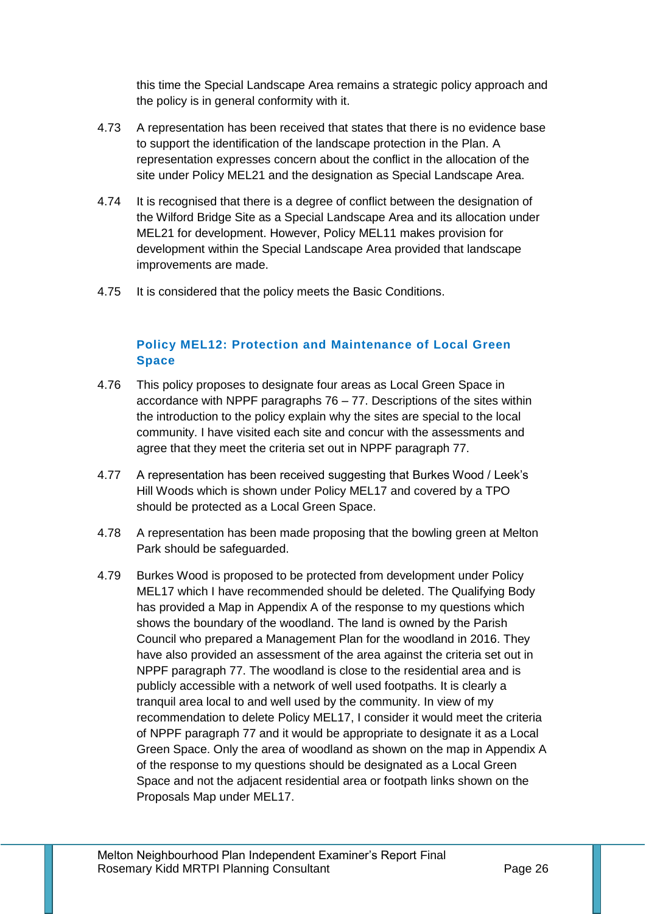this time the Special Landscape Area remains a strategic policy approach and the policy is in general conformity with it.

4.73 A representation has been received that states that there is no evidence base to support the identification of the landscape protection in the Plan. A representation expresses concern about the conflict in the allocation of the site under Policy MEL21 and the designation as Special Landscape Area.

4.74 It is recognised that there is a degree of conflict between the designation of the Wilford Bridge Site as a Special Landscape Area and its allocation under MEL21 for development. However, Policy MEL11 makes provision for development within the Special Landscape Area provided that landscape improvements are made.

4.75 It is considered that the policy meets the Basic Conditions.

### Policy MEL12: Protection and Maintenance of Local Green Space

4.76 This policy proposes to designate four areas as Local Green Space in accordance with NPPF paragraphs 76 – 77. Descriptions of the sites within the introduction to the policy explain why the sites are special to the local community. I have visited each site and concur with the assessments and agree that they meet the criteria set out in NPPF paragraph 77.

4.77 A representation has been received suggesting that Burkes Wood / Leek's Hill Woods which is shown under Policy MEL17 and covered by a TPO should be protected as a Local Green Space.

4.78 A representation has been made proposing that the bowling green at Melton Park should be safeguarded.

4.79 Burkes Wood is proposed to be protected from development under Policy MEL17 which I have recommended should be deleted. The Qualifying Body has provided a Map in Appendix A of the response to my questions which shows the boundary of the woodland. The land is owned by the Parish Council who prepared a Management Plan for the woodland in 2016. They have also provided an assessment of the area against the criteria set out in NPPF paragraph 77. The woodland is close to the residential area and is publicly accessible with a network of well used footpaths. It is clearly a tranquil area local to and well used by the community. In view of my recommendation to delete Policy MEL17, I consider it would meet the criteria of NPPF paragraph 77 and it would be appropriate to designate it as a Local Green Space. Only the area of woodland as shown on the map in Appendix A of the response to my questions should be designated as a Local Green Space and not the adjacent residential area or footpath links shown on the Proposals Map under MEL17.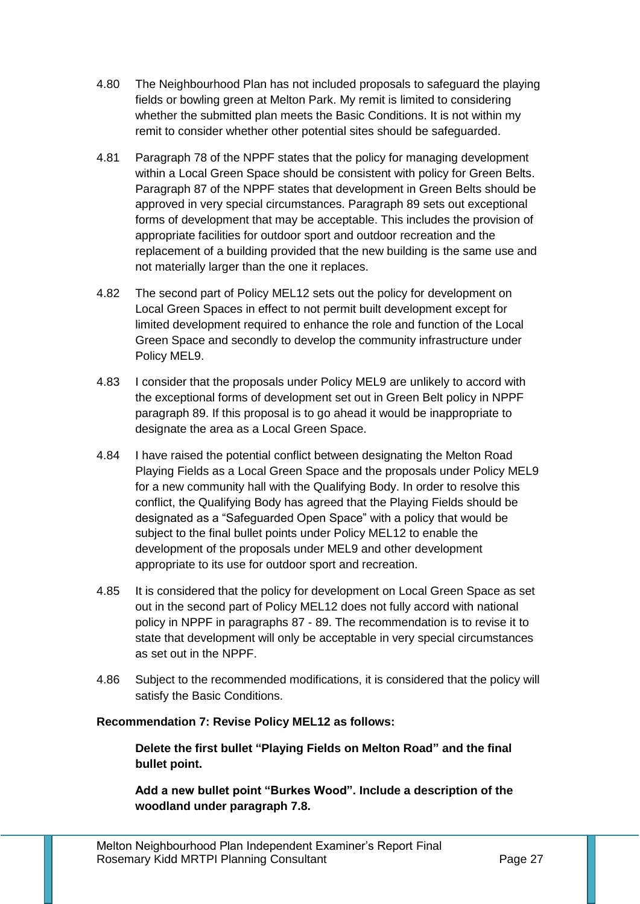4.80 The Neighbourhood Plan has not included proposals to safeguard the playing fields or bowling green at Melton Park. My remit is limited to considering whether the submitted plan meets the Basic Conditions. It is not within my remit to consider whether other potential sites should be safeguarded.

4.81 Paragraph 78 of the NPPF states that the policy for managing development within a Local Green Space should be consistent with policy for Green Belts. Paragraph 87 of the NPPF states that development in Green Belts should be approved in very special circumstances. Paragraph 89 sets out exceptional forms of development that may be acceptable. This includes the provision of appropriate facilities for outdoor sport and outdoor recreation and the replacement of a building provided that the new building is the same use and not materially larger than the one it replaces.

4.82 The second part of Policy MEL12 sets out the policy for development on Local Green Spaces in effect to not permit built development except for limited development required to enhance the role and function of the Local Green Space and secondly to develop the community infrastructure under Policy MEL9.

4.83 I consider that the proposals under Policy MEL9 are unlikely to accord with the exceptional forms of development set out in Green Belt policy in NPPF paragraph 89. If this proposal is to go ahead it would be inappropriate to designate the area as a Local Green Space.

4.84 I have raised the potential conflict between designating the Melton Road Playing Fields as a Local Green Space and the proposals under Policy MEL9 for a new community hall with the Qualifying Body. In order to resolve this conflict, the Qualifying Body has agreed that the Playing Fields should be designated as a "Safeguarded Open Space" with a policy that would be subject to the final bullet points under Policy MEL12 to enable the development of the proposals under MEL9 and other development appropriate to its use for outdoor sport and recreation.

4.85 It is considered that the policy for development on Local Green Space as set out in the second part of Policy MEL12 does not fully accord with national policy in NPPF in paragraphs 87 - 89. The recommendation is to revise it to state that development will only be acceptable in very special circumstances as set out in the NPPF.

4.86 Subject to the recommended modifications, it is considered that the policy will satisfy the Basic Conditions.

**Recommendation 7: Revise Policy MEL12 as follows:**

**Delete the first bullet "Playing Fields on Melton Road" and the final bullet point.**

**Add a new bullet point "Burkes Wood". Include a description of the woodland under paragraph 7.8.**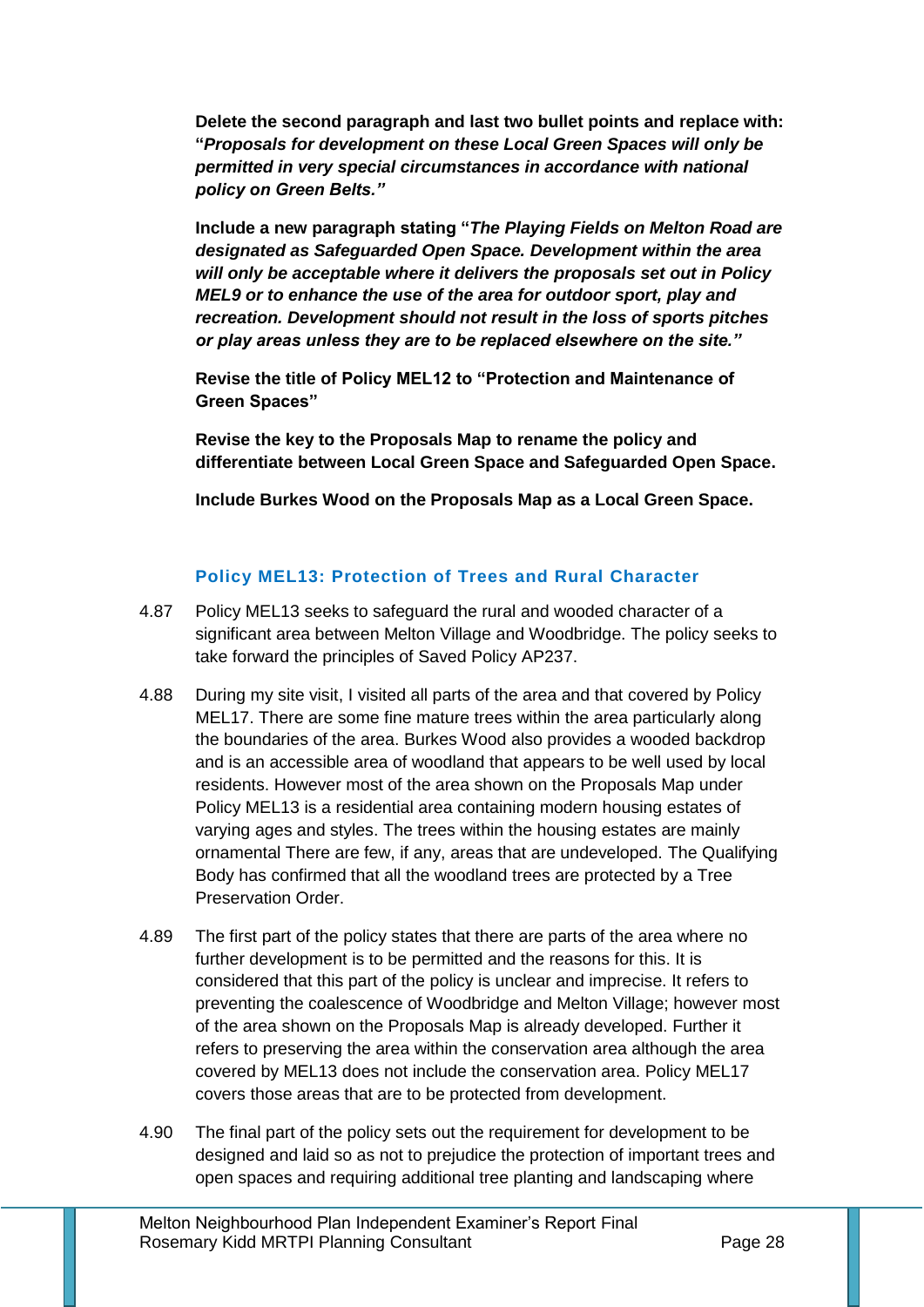**Delete the second paragraph and last two bullet points and replace with: "*Proposals for development on these Local Green Spaces will only be permitted in very special circumstances in accordance with national policy on Green Belts.*"**

**Include a new paragraph stating "*The Playing Fields on Melton Road are designated as Safeguarded Open Space. Development within the area will only be acceptable where it delivers the proposals set out in Policy MEL9 or to enhance the use of the area for outdoor sport, play and recreation. Development should not result in the loss of sports pitches or play areas unless they are to be replaced elsewhere on the site.*"**

**Revise the title of Policy MEL12 to "Protection and Maintenance of Green Spaces"**

**Revise the key to the Proposals Map to rename the policy and differentiate between Local Green Space and Safeguarded Open Space.**

**Include Burkes Wood on the Proposals Map as a Local Green Space.**

### Policy MEL13: Protection of Trees and Rural Character

4.87 Policy MEL13 seeks to safeguard the rural and wooded character of a significant area between Melton Village and Woodbridge. The policy seeks to take forward the principles of Saved Policy AP237.

4.88 During my site visit, I visited all parts of the area and that covered by Policy MEL17. There are some fine mature trees within the area particularly along the boundaries of the area. Burkes Wood also provides a wooded backdrop and is an accessible area of woodland that appears to be well used by local residents. However most of the area shown on the Proposals Map under Policy MEL13 is a residential area containing modern housing estates of varying ages and styles. The trees within the housing estates are mainly ornamental There are few, if any, areas that are undeveloped. The Qualifying Body has confirmed that all the woodland trees are protected by a Tree Preservation Order.

4.89 The first part of the policy states that there are parts of the area where no further development is to be permitted and the reasons for this. It is considered that this part of the policy is unclear and imprecise. It refers to preventing the coalescence of Woodbridge and Melton Village; however most of the area shown on the Proposals Map is already developed. Further it refers to preserving the area within the conservation area although the area covered by MEL13 does not include the conservation area. Policy MEL17 covers those areas that are to be protected from development.

4.90 The final part of the policy sets out the requirement for development to be designed and laid so as not to prejudice the protection of important trees and open spaces and requiring additional tree planting and landscaping where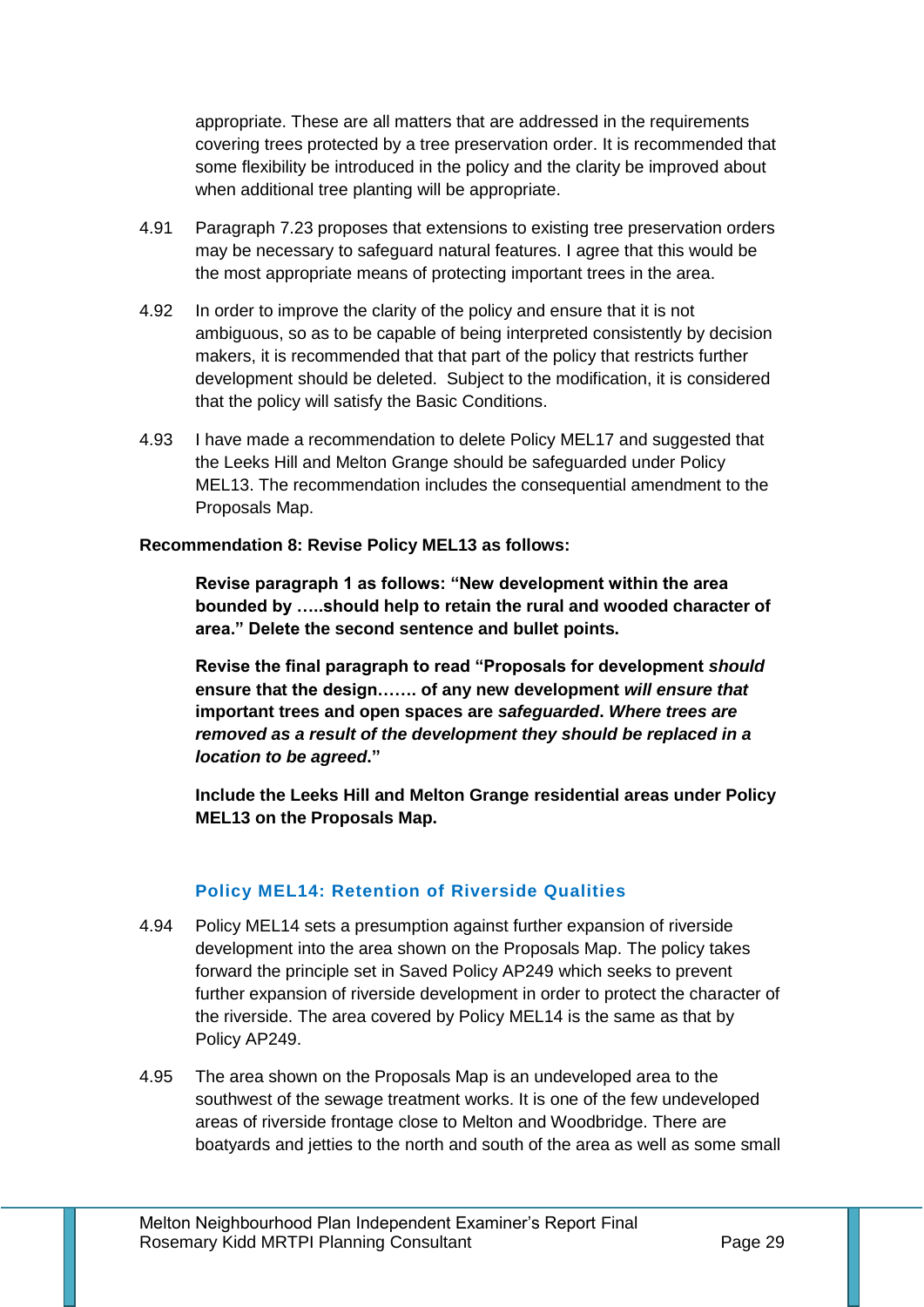appropriate. These are all matters that are addressed in the requirements covering trees protected by a tree preservation order. It is recommended that some flexibility be introduced in the policy and the clarity be improved about when additional tree planting will be appropriate.

4.91 Paragraph 7.23 proposes that extensions to existing tree preservation orders may be necessary to safeguard natural features. I agree that this would be the most appropriate means of protecting important trees in the area.

4.92 In order to improve the clarity of the policy and ensure that it is not ambiguous, so as to be capable of being interpreted consistently by decision makers, it is recommended that that part of the policy that restricts further development should be deleted. Subject to the modification, it is considered that the policy will satisfy the Basic Conditions.

4.93 I have made a recommendation to delete Policy MEL17 and suggested that the Leeks Hill and Melton Grange should be safeguarded under Policy MEL13. The recommendation includes the consequential amendment to the Proposals Map.

**Recommendation 8: Revise Policy MEL13 as follows:**

**Revise paragraph 1 as follows: "New development within the area bounded by …..should help to retain the rural and wooded character of area." Delete the second sentence and bullet points.**

**Revise the final paragraph to read "Proposals for development *should* ensure that the design……. of any new development *will ensure that* important trees and open spaces are *safeguarded*. *Where trees are removed as a result of the development they should be replaced in a location to be agreed*."**

**Include the Leeks Hill and Melton Grange residential areas under Policy MEL13 on the Proposals Map.**

### Policy MEL14: Retention of Riverside Qualities

4.94 Policy MEL14 sets a presumption against further expansion of riverside development into the area shown on the Proposals Map. The policy takes forward the principle set in Saved Policy AP249 which seeks to prevent further expansion of riverside development in order to protect the character of the riverside. The area covered by Policy MEL14 is the same as that by Policy AP249.

4.95 The area shown on the Proposals Map is an undeveloped area to the southwest of the sewage treatment works. It is one of the few undeveloped areas of riverside frontage close to Melton and Woodbridge. There are boatyards and jetties to the north and south of the area as well as some small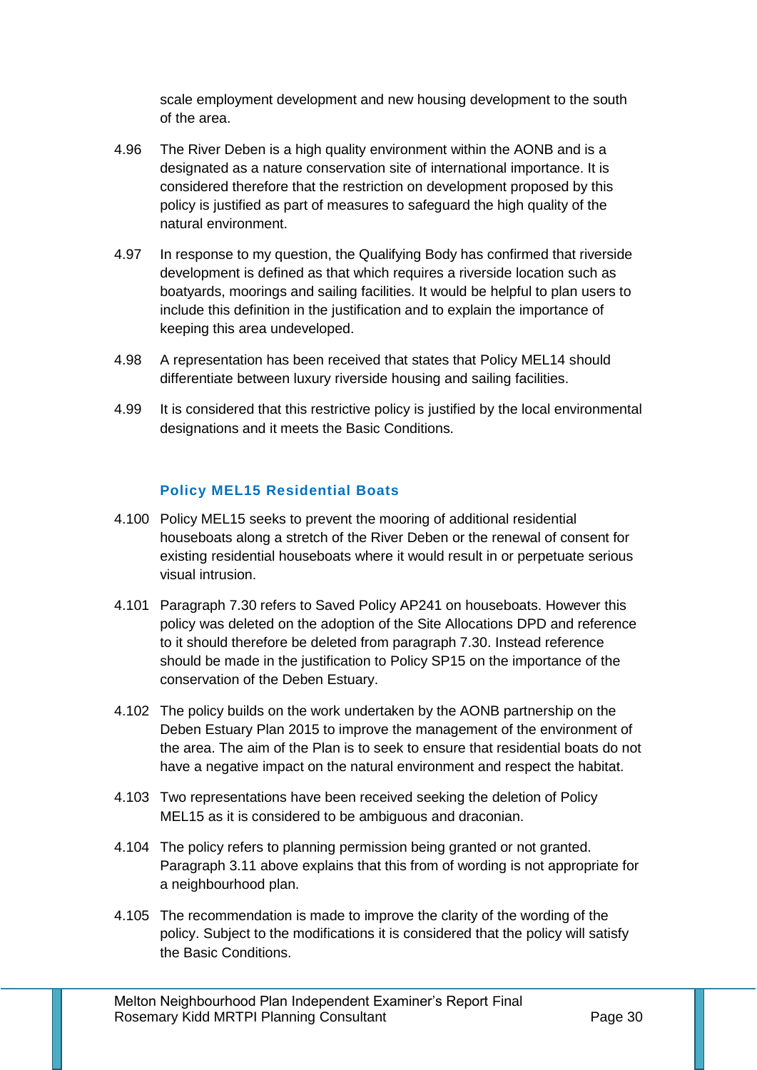scale employment development and new housing development to the south of the area.

4.96 The River Deben is a high quality environment within the AONB and is a designated as a nature conservation site of international importance. It is considered therefore that the restriction on development proposed by this policy is justified as part of measures to safeguard the high quality of the natural environment.

4.97 In response to my question, the Qualifying Body has confirmed that riverside development is defined as that which requires a riverside location such as boatyards, moorings and sailing facilities. It would be helpful to plan users to include this definition in the justification and to explain the importance of keeping this area undeveloped.

4.98 A representation has been received that states that Policy MEL14 should differentiate between luxury riverside housing and sailing facilities.

4.99 It is considered that this restrictive policy is justified by the local environmental designations and it meets the Basic Conditions.

### Policy MEL15 Residential Boats

4.100 Policy MEL15 seeks to prevent the mooring of additional residential houseboats along a stretch of the River Deben or the renewal of consent for existing residential houseboats where it would result in or perpetuate serious visual intrusion.

4.101 Paragraph 7.30 refers to Saved Policy AP241 on houseboats. However this policy was deleted on the adoption of the Site Allocations DPD and reference to it should therefore be deleted from paragraph 7.30. Instead reference should be made in the justification to Policy SP15 on the importance of the conservation of the Deben Estuary.

4.102 The policy builds on the work undertaken by the AONB partnership on the Deben Estuary Plan 2015 to improve the management of the environment of the area. The aim of the Plan is to seek to ensure that residential boats do not have a negative impact on the natural environment and respect the habitat.

4.103 Two representations have been received seeking the deletion of Policy MEL15 as it is considered to be ambiguous and draconian.

4.104 The policy refers to planning permission being granted or not granted. Paragraph 3.11 above explains that this from of wording is not appropriate for a neighbourhood plan.

4.105 The recommendation is made to improve the clarity of the wording of the policy. Subject to the modifications it is considered that the policy will satisfy the Basic Conditions.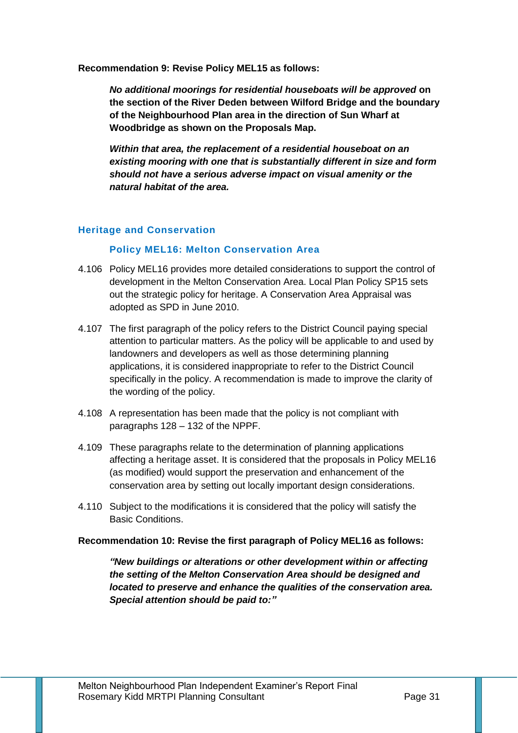**Recommendation 9: Revise Policy MEL15 as follows:**

> ***No additional moorings for residential houseboats will be approved* on the section of the River Deden between Wilford Bridge and the boundary of the Neighbourhood Plan area in the direction of Sun Wharf at Woodbridge as shown on the Proposals Map.**
>
> ***Within that area, the replacement of a residential houseboat on an existing mooring with one that is substantially different in size and form should not have a serious adverse impact on visual amenity or the natural habitat of the area.***

## Heritage and Conservation

### Policy MEL16: Melton Conservation Area

4.106 Policy MEL16 provides more detailed considerations to support the control of development in the Melton Conservation Area. Local Plan Policy SP15 sets out the strategic policy for heritage. A Conservation Area Appraisal was adopted as SPD in June 2010.

4.107 The first paragraph of the policy refers to the District Council paying special attention to particular matters. As the policy will be applicable to and used by landowners and developers as well as those determining planning applications, it is considered inappropriate to refer to the District Council specifically in the policy. A recommendation is made to improve the clarity of the wording of the policy.

4.108 A representation has been made that the policy is not compliant with paragraphs 128 – 132 of the NPPF.

4.109 These paragraphs relate to the determination of planning applications affecting a heritage asset. It is considered that the proposals in Policy MEL16 (as modified) would support the preservation and enhancement of the conservation area by setting out locally important design considerations.

4.110 Subject to the modifications it is considered that the policy will satisfy the Basic Conditions.

**Recommendation 10: Revise the first paragraph of Policy MEL16 as follows:**

> ***"New buildings or alterations or other development within or affecting the setting of the Melton Conservation Area should be designed and located to preserve and enhance the qualities of the conservation area. Special attention should be paid to:"***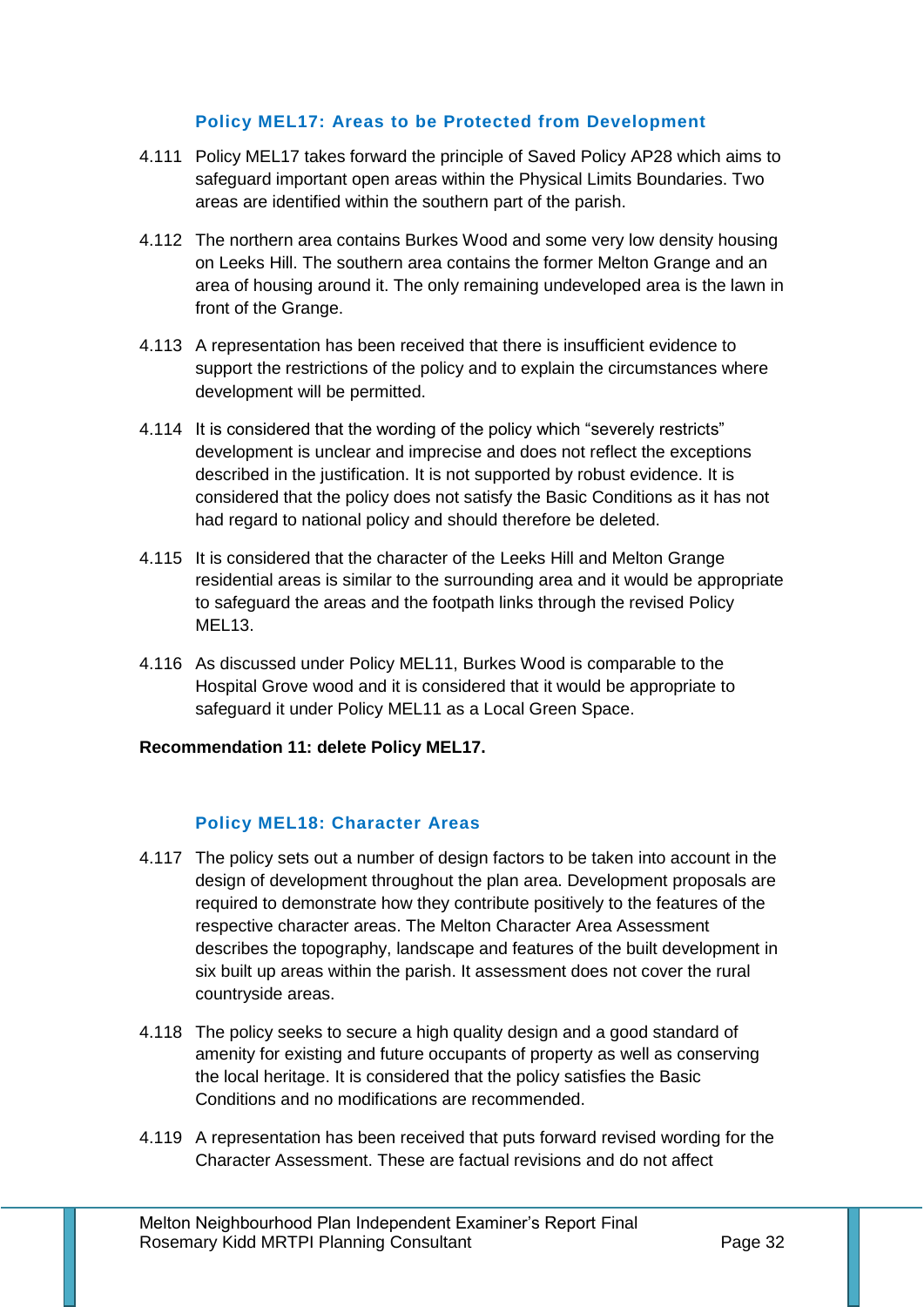### Policy MEL17: Areas to be Protected from Development

4.111 Policy MEL17 takes forward the principle of Saved Policy AP28 which aims to safeguard important open areas within the Physical Limits Boundaries. Two areas are identified within the southern part of the parish.

4.112 The northern area contains Burkes Wood and some very low density housing on Leeks Hill. The southern area contains the former Melton Grange and an area of housing around it. The only remaining undeveloped area is the lawn in front of the Grange.

4.113 A representation has been received that there is insufficient evidence to support the restrictions of the policy and to explain the circumstances where development will be permitted.

4.114 It is considered that the wording of the policy which "severely restricts" development is unclear and imprecise and does not reflect the exceptions described in the justification. It is not supported by robust evidence. It is considered that the policy does not satisfy the Basic Conditions as it has not had regard to national policy and should therefore be deleted.

4.115 It is considered that the character of the Leeks Hill and Melton Grange residential areas is similar to the surrounding area and it would be appropriate to safeguard the areas and the footpath links through the revised Policy MEL13.

4.116 As discussed under Policy MEL11, Burkes Wood is comparable to the Hospital Grove wood and it is considered that it would be appropriate to safeguard it under Policy MEL11 as a Local Green Space.

**Recommendation 11: delete Policy MEL17.**

### Policy MEL18: Character Areas

4.117 The policy sets out a number of design factors to be taken into account in the design of development throughout the plan area. Development proposals are required to demonstrate how they contribute positively to the features of the respective character areas. The Melton Character Area Assessment describes the topography, landscape and features of the built development in six built up areas within the parish. It assessment does not cover the rural countryside areas.

4.118 The policy seeks to secure a high quality design and a good standard of amenity for existing and future occupants of property as well as conserving the local heritage. It is considered that the policy satisfies the Basic Conditions and no modifications are recommended.

4.119 A representation has been received that puts forward revised wording for the Character Assessment. These are factual revisions and do not affect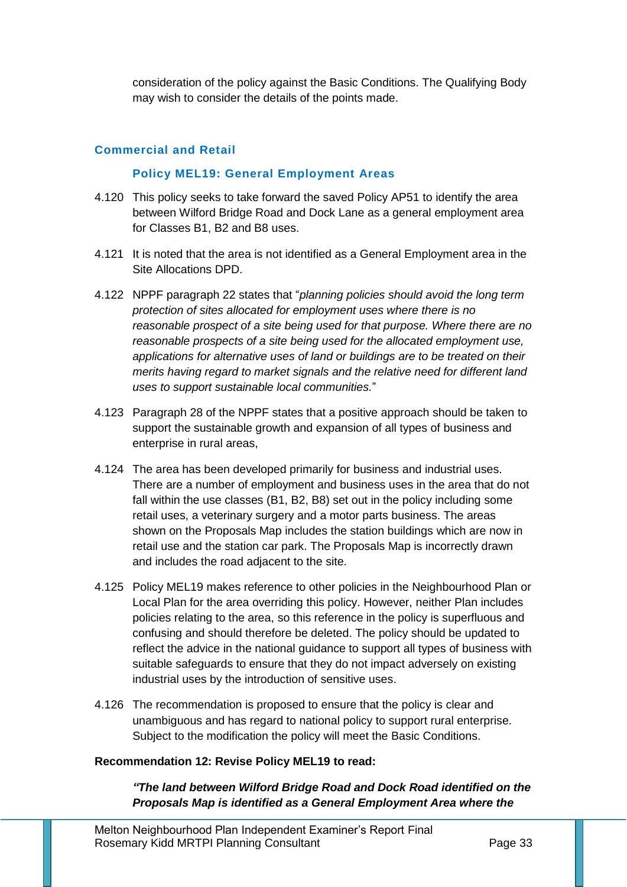consideration of the policy against the Basic Conditions. The Qualifying Body may wish to consider the details of the points made.

## Commercial and Retail

### Policy MEL19: General Employment Areas

4.120 This policy seeks to take forward the saved Policy AP51 to identify the area between Wilford Bridge Road and Dock Lane as a general employment area for Classes B1, B2 and B8 uses.

4.121 It is noted that the area is not identified as a General Employment area in the Site Allocations DPD.

4.122 NPPF paragraph 22 states that "*planning policies should avoid the long term protection of sites allocated for employment uses where there is no reasonable prospect of a site being used for that purpose. Where there are no reasonable prospects of a site being used for the allocated employment use, applications for alternative uses of land or buildings are to be treated on their merits having regard to market signals and the relative need for different land uses to support sustainable local communities.*"

4.123 Paragraph 28 of the NPPF states that a positive approach should be taken to support the sustainable growth and expansion of all types of business and enterprise in rural areas,

4.124 The area has been developed primarily for business and industrial uses. There are a number of employment and business uses in the area that do not fall within the use classes (B1, B2, B8) set out in the policy including some retail uses, a veterinary surgery and a motor parts business. The areas shown on the Proposals Map includes the station buildings which are now in retail use and the station car park. The Proposals Map is incorrectly drawn and includes the road adjacent to the site.

4.125 Policy MEL19 makes reference to other policies in the Neighbourhood Plan or Local Plan for the area overriding this policy. However, neither Plan includes policies relating to the area, so this reference in the policy is superfluous and confusing and should therefore be deleted. The policy should be updated to reflect the advice in the national guidance to support all types of business with suitable safeguards to ensure that they do not impact adversely on existing industrial uses by the introduction of sensitive uses.

4.126 The recommendation is proposed to ensure that the policy is clear and unambiguous and has regard to national policy to support rural enterprise. Subject to the modification the policy will meet the Basic Conditions.

**Recommendation 12: Revise Policy MEL19 to read:**

***"The land between Wilford Bridge Road and Dock Road identified on the Proposals Map is identified as a General Employment Area where the***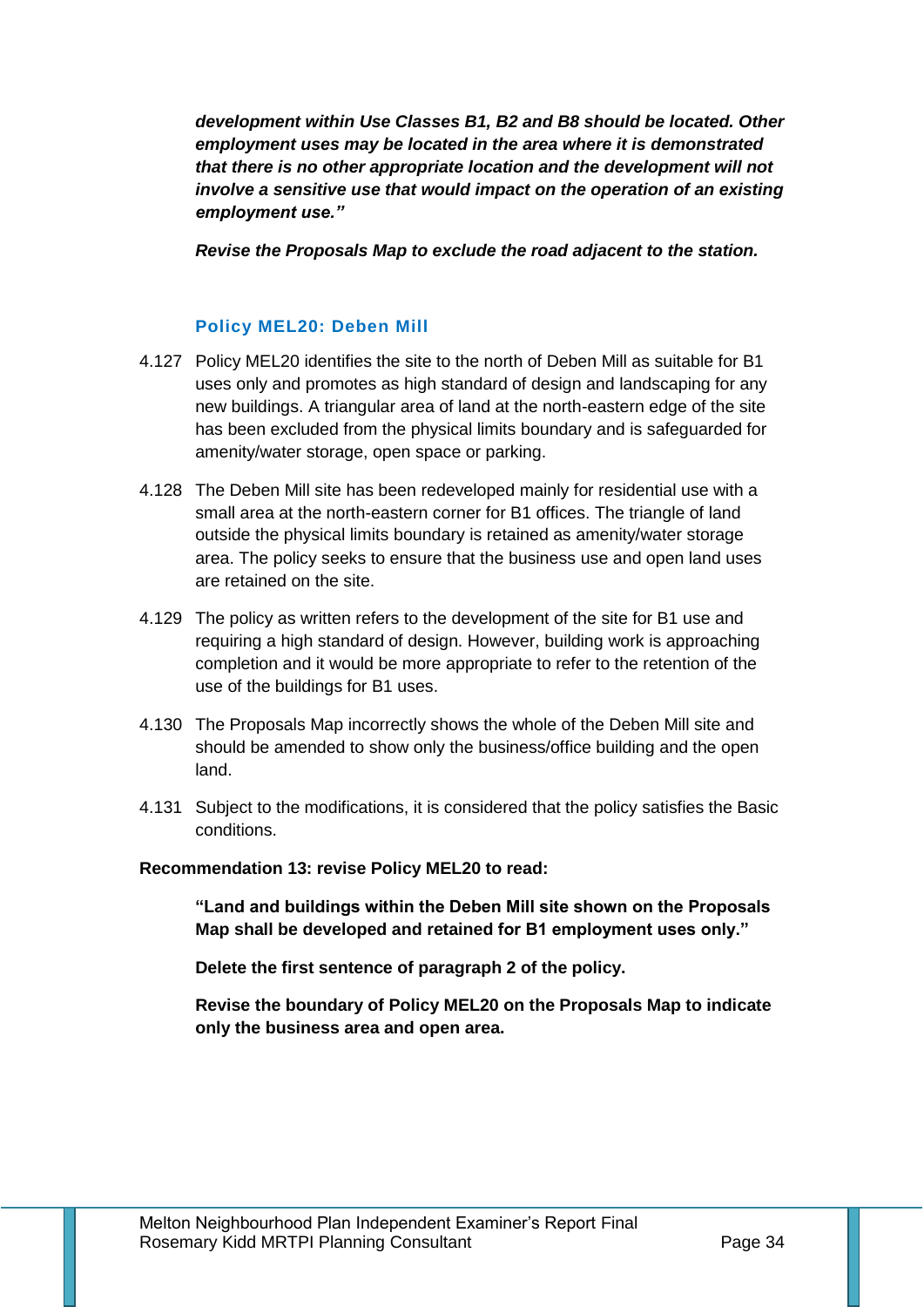***development within Use Classes B1, B2 and B8 should be located. Other employment uses may be located in the area where it is demonstrated that there is no other appropriate location and the development will not involve a sensitive use that would impact on the operation of an existing employment use."***

***Revise the Proposals Map to exclude the road adjacent to the station.***

### Policy MEL20: Deben Mill

4.127 Policy MEL20 identifies the site to the north of Deben Mill as suitable for B1 uses only and promotes as high standard of design and landscaping for any new buildings. A triangular area of land at the north-eastern edge of the site has been excluded from the physical limits boundary and is safeguarded for amenity/water storage, open space or parking.

4.128 The Deben Mill site has been redeveloped mainly for residential use with a small area at the north-eastern corner for B1 offices. The triangle of land outside the physical limits boundary is retained as amenity/water storage area. The policy seeks to ensure that the business use and open land uses are retained on the site.

4.129 The policy as written refers to the development of the site for B1 use and requiring a high standard of design. However, building work is approaching completion and it would be more appropriate to refer to the retention of the use of the buildings for B1 uses.

4.130 The Proposals Map incorrectly shows the whole of the Deben Mill site and should be amended to show only the business/office building and the open land.

4.131 Subject to the modifications, it is considered that the policy satisfies the Basic conditions.

**Recommendation 13: revise Policy MEL20 to read:**

**"Land and buildings within the Deben Mill site shown on the Proposals Map shall be developed and retained for B1 employment uses only."**

**Delete the first sentence of paragraph 2 of the policy.**

**Revise the boundary of Policy MEL20 on the Proposals Map to indicate only the business area and open area.**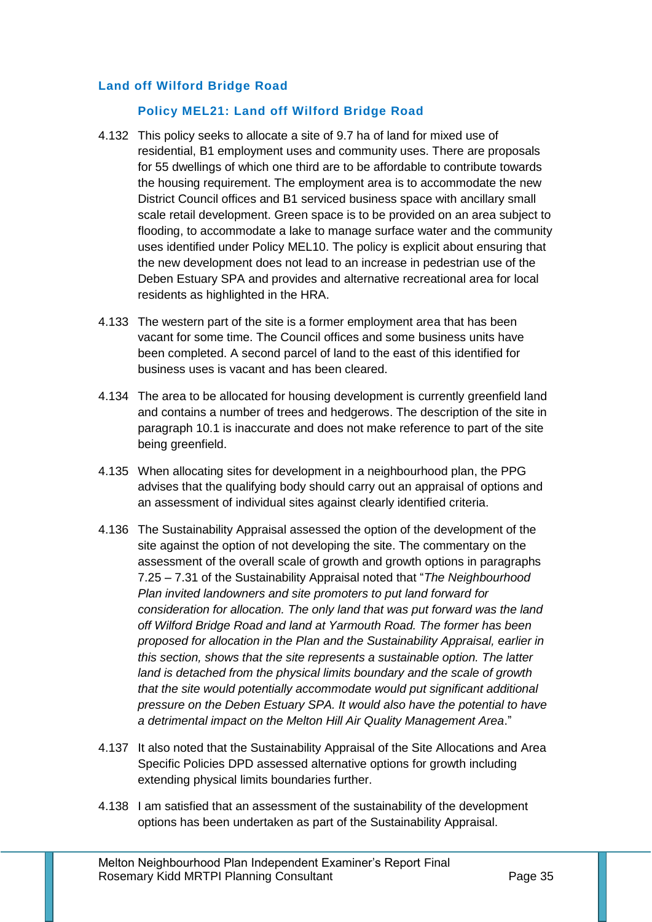### Land off Wilford Bridge Road

#### Policy MEL21: Land off Wilford Bridge Road

4.132 This policy seeks to allocate a site of 9.7 ha of land for mixed use of residential, B1 employment uses and community uses. There are proposals for 55 dwellings of which one third are to be affordable to contribute towards the housing requirement. The employment area is to accommodate the new District Council offices and B1 serviced business space with ancillary small scale retail development. Green space is to be provided on an area subject to flooding, to accommodate a lake to manage surface water and the community uses identified under Policy MEL10. The policy is explicit about ensuring that the new development does not lead to an increase in pedestrian use of the Deben Estuary SPA and provides and alternative recreational area for local residents as highlighted in the HRA.

4.133 The western part of the site is a former employment area that has been vacant for some time. The Council offices and some business units have been completed. A second parcel of land to the east of this identified for business uses is vacant and has been cleared.

4.134 The area to be allocated for housing development is currently greenfield land and contains a number of trees and hedgerows. The description of the site in paragraph 10.1 is inaccurate and does not make reference to part of the site being greenfield.

4.135 When allocating sites for development in a neighbourhood plan, the PPG advises that the qualifying body should carry out an appraisal of options and an assessment of individual sites against clearly identified criteria.

4.136 The Sustainability Appraisal assessed the option of the development of the site against the option of not developing the site. The commentary on the assessment of the overall scale of growth and growth options in paragraphs 7.25 – 7.31 of the Sustainability Appraisal noted that "*The Neighbourhood Plan invited landowners and site promoters to put land forward for consideration for allocation. The only land that was put forward was the land off Wilford Bridge Road and land at Yarmouth Road. The former has been proposed for allocation in the Plan and the Sustainability Appraisal, earlier in this section, shows that the site represents a sustainable option. The latter land is detached from the physical limits boundary and the scale of growth that the site would potentially accommodate would put significant additional pressure on the Deben Estuary SPA. It would also have the potential to have a detrimental impact on the Melton Hill Air Quality Management Area*."

4.137 It also noted that the Sustainability Appraisal of the Site Allocations and Area Specific Policies DPD assessed alternative options for growth including extending physical limits boundaries further.

4.138 I am satisfied that an assessment of the sustainability of the development options has been undertaken as part of the Sustainability Appraisal.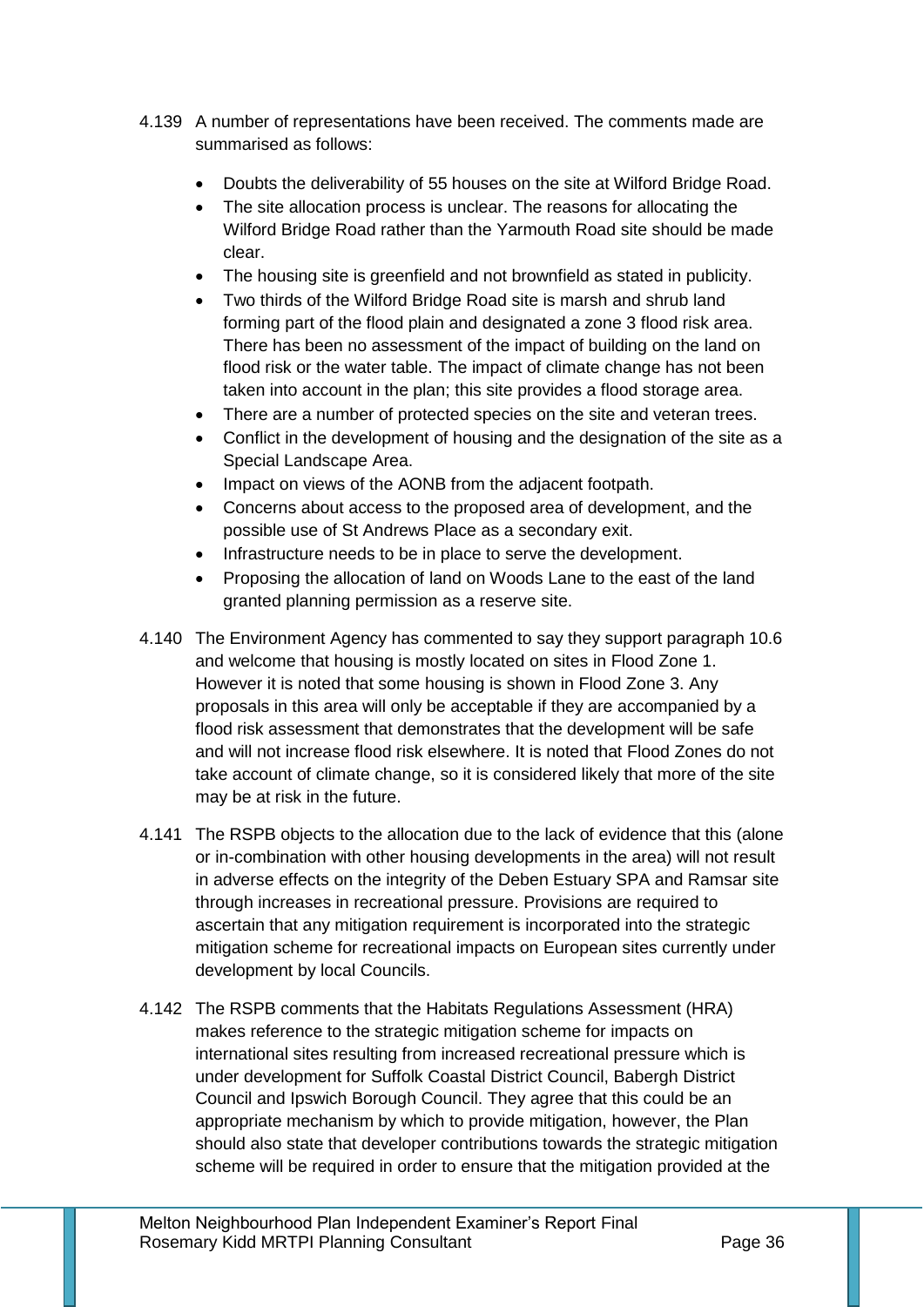4.139 A number of representations have been received. The comments made are summarised as follows:

- Doubts the deliverability of 55 houses on the site at Wilford Bridge Road.
- The site allocation process is unclear. The reasons for allocating the Wilford Bridge Road rather than the Yarmouth Road site should be made clear.
- The housing site is greenfield and not brownfield as stated in publicity.
- Two thirds of the Wilford Bridge Road site is marsh and shrub land forming part of the flood plain and designated a zone 3 flood risk area. There has been no assessment of the impact of building on the land on flood risk or the water table. The impact of climate change has not been taken into account in the plan; this site provides a flood storage area.
- There are a number of protected species on the site and veteran trees.
- Conflict in the development of housing and the designation of the site as a Special Landscape Area.
- Impact on views of the AONB from the adjacent footpath.
- Concerns about access to the proposed area of development, and the possible use of St Andrews Place as a secondary exit.
- Infrastructure needs to be in place to serve the development.
- Proposing the allocation of land on Woods Lane to the east of the land granted planning permission as a reserve site.

4.140 The Environment Agency has commented to say they support paragraph 10.6 and welcome that housing is mostly located on sites in Flood Zone 1. However it is noted that some housing is shown in Flood Zone 3. Any proposals in this area will only be acceptable if they are accompanied by a flood risk assessment that demonstrates that the development will be safe and will not increase flood risk elsewhere. It is noted that Flood Zones do not take account of climate change, so it is considered likely that more of the site may be at risk in the future.

4.141 The RSPB objects to the allocation due to the lack of evidence that this (alone or in-combination with other housing developments in the area) will not result in adverse effects on the integrity of the Deben Estuary SPA and Ramsar site through increases in recreational pressure. Provisions are required to ascertain that any mitigation requirement is incorporated into the strategic mitigation scheme for recreational impacts on European sites currently under development by local Councils.

4.142 The RSPB comments that the Habitats Regulations Assessment (HRA) makes reference to the strategic mitigation scheme for impacts on international sites resulting from increased recreational pressure which is under development for Suffolk Coastal District Council, Babergh District Council and Ipswich Borough Council. They agree that this could be an appropriate mechanism by which to provide mitigation, however, the Plan should also state that developer contributions towards the strategic mitigation scheme will be required in order to ensure that the mitigation provided at the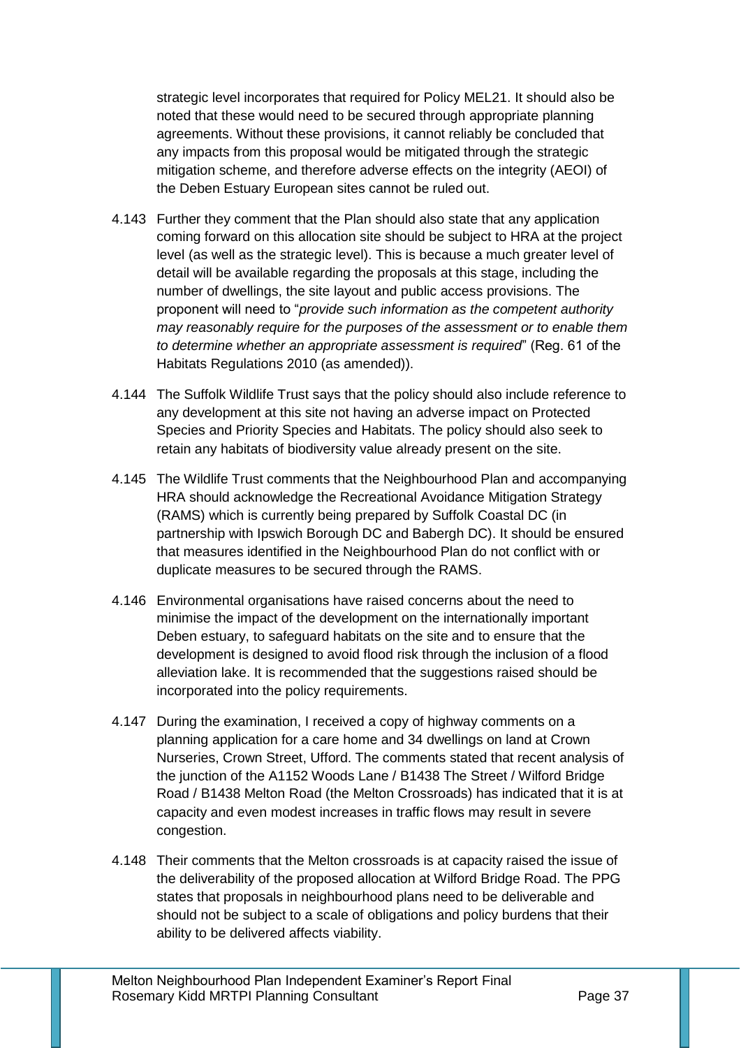strategic level incorporates that required for Policy MEL21. It should also be noted that these would need to be secured through appropriate planning agreements. Without these provisions, it cannot reliably be concluded that any impacts from this proposal would be mitigated through the strategic mitigation scheme, and therefore adverse effects on the integrity (AEOI) of the Deben Estuary European sites cannot be ruled out.

4.143 Further they comment that the Plan should also state that any application coming forward on this allocation site should be subject to HRA at the project level (as well as the strategic level). This is because a much greater level of detail will be available regarding the proposals at this stage, including the number of dwellings, the site layout and public access provisions. The proponent will need to "*provide such information as the competent authority may reasonably require for the purposes of the assessment or to enable them to determine whether an appropriate assessment is required*" (Reg. 61 of the Habitats Regulations 2010 (as amended)).

4.144 The Suffolk Wildlife Trust says that the policy should also include reference to any development at this site not having an adverse impact on Protected Species and Priority Species and Habitats. The policy should also seek to retain any habitats of biodiversity value already present on the site.

4.145 The Wildlife Trust comments that the Neighbourhood Plan and accompanying HRA should acknowledge the Recreational Avoidance Mitigation Strategy (RAMS) which is currently being prepared by Suffolk Coastal DC (in partnership with Ipswich Borough DC and Babergh DC). It should be ensured that measures identified in the Neighbourhood Plan do not conflict with or duplicate measures to be secured through the RAMS.

4.146 Environmental organisations have raised concerns about the need to minimise the impact of the development on the internationally important Deben estuary, to safeguard habitats on the site and to ensure that the development is designed to avoid flood risk through the inclusion of a flood alleviation lake. It is recommended that the suggestions raised should be incorporated into the policy requirements.

4.147 During the examination, I received a copy of highway comments on a planning application for a care home and 34 dwellings on land at Crown Nurseries, Crown Street, Ufford. The comments stated that recent analysis of the junction of the A1152 Woods Lane / B1438 The Street / Wilford Bridge Road / B1438 Melton Road (the Melton Crossroads) has indicated that it is at capacity and even modest increases in traffic flows may result in severe congestion.

4.148 Their comments that the Melton crossroads is at capacity raised the issue of the deliverability of the proposed allocation at Wilford Bridge Road. The PPG states that proposals in neighbourhood plans need to be deliverable and should not be subject to a scale of obligations and policy burdens that their ability to be delivered affects viability.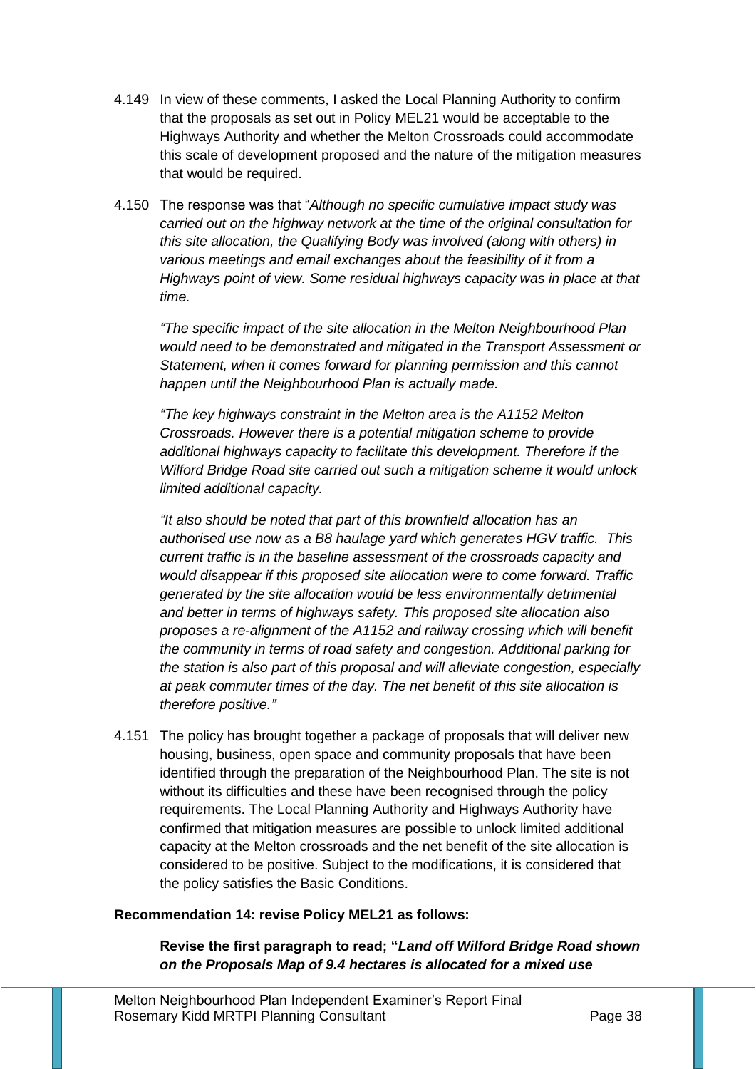4.149 In view of these comments, I asked the Local Planning Authority to confirm that the proposals as set out in Policy MEL21 would be acceptable to the Highways Authority and whether the Melton Crossroads could accommodate this scale of development proposed and the nature of the mitigation measures that would be required.

4.150 The response was that "*Although no specific cumulative impact study was carried out on the highway network at the time of the original consultation for this site allocation, the Qualifying Body was involved (along with others) in various meetings and email exchanges about the feasibility of it from a Highways point of view. Some residual highways capacity was in place at that time.*

*"The specific impact of the site allocation in the Melton Neighbourhood Plan would need to be demonstrated and mitigated in the Transport Assessment or Statement, when it comes forward for planning permission and this cannot happen until the Neighbourhood Plan is actually made.*

*"The key highways constraint in the Melton area is the A1152 Melton Crossroads. However there is a potential mitigation scheme to provide additional highways capacity to facilitate this development. Therefore if the Wilford Bridge Road site carried out such a mitigation scheme it would unlock limited additional capacity.*

*"It also should be noted that part of this brownfield allocation has an authorised use now as a B8 haulage yard which generates HGV traffic. This current traffic is in the baseline assessment of the crossroads capacity and would disappear if this proposed site allocation were to come forward. Traffic generated by the site allocation would be less environmentally detrimental and better in terms of highways safety. This proposed site allocation also proposes a re-alignment of the A1152 and railway crossing which will benefit the community in terms of road safety and congestion. Additional parking for the station is also part of this proposal and will alleviate congestion, especially at peak commuter times of the day. The net benefit of this site allocation is therefore positive."*

4.151 The policy has brought together a package of proposals that will deliver new housing, business, open space and community proposals that have been identified through the preparation of the Neighbourhood Plan. The site is not without its difficulties and these have been recognised through the policy requirements. The Local Planning Authority and Highways Authority have confirmed that mitigation measures are possible to unlock limited additional capacity at the Melton crossroads and the net benefit of the site allocation is considered to be positive. Subject to the modifications, it is considered that the policy satisfies the Basic Conditions.

**Recommendation 14: revise Policy MEL21 as follows:**

**Revise the first paragraph to read; "*Land off Wilford Bridge Road shown on the Proposals Map of 9.4 hectares is allocated for a mixed use***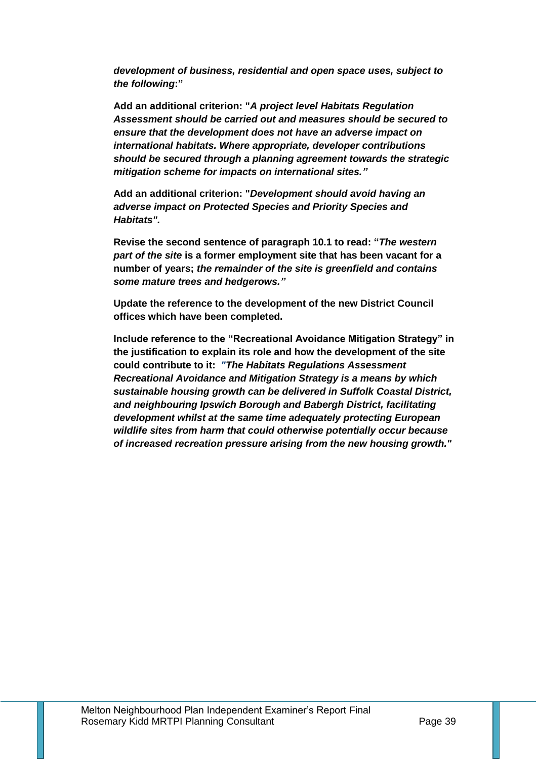***development of business, residential and open space uses, subject to the following*:"**

**Add an additional criterion: "*A project level Habitats Regulation Assessment should be carried out and measures should be secured to ensure that the development does not have an adverse impact on international habitats. Where appropriate, developer contributions should be secured through a planning agreement towards the strategic mitigation scheme for impacts on international sites."***

**Add an additional criterion: "*Development should avoid having an adverse impact on Protected Species and Priority Species and Habitats".***

**Revise the second sentence of paragraph 10.1 to read: "*The western part of the site* is a former employment site that has been vacant for a number of years; *the remainder of the site is greenfield and contains some mature trees and hedgerows."***

**Update the reference to the development of the new District Council offices which have been completed.**

**Include reference to the "Recreational Avoidance Mitigation Strategy" in the justification to explain its role and how the development of the site could contribute to it: *"The Habitats Regulations Assessment Recreational Avoidance and Mitigation Strategy is a means by which sustainable housing growth can be delivered in Suffolk Coastal District, and neighbouring Ipswich Borough and Babergh District, facilitating development whilst at the same time adequately protecting European wildlife sites from harm that could otherwise potentially occur because of increased recreation pressure arising from the new housing growth."***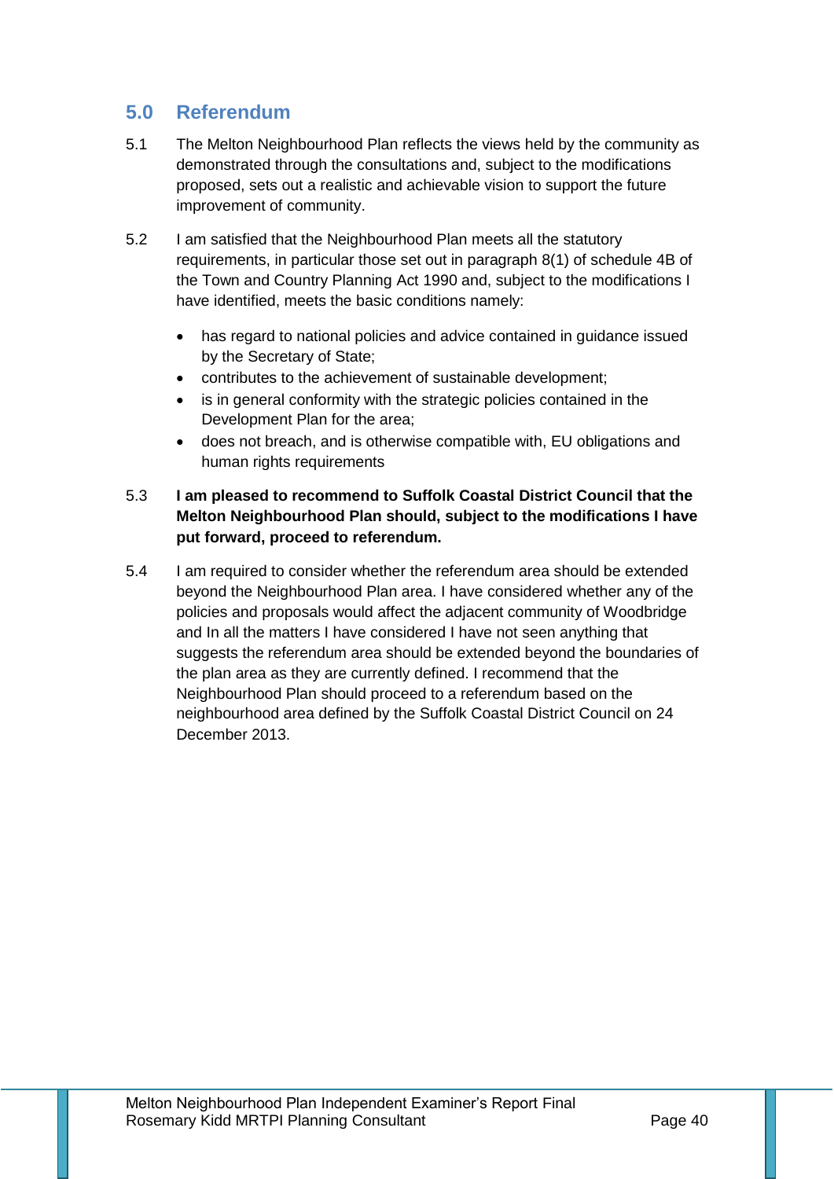## 5.0 Referendum

5.1 The Melton Neighbourhood Plan reflects the views held by the community as demonstrated through the consultations and, subject to the modifications proposed, sets out a realistic and achievable vision to support the future improvement of community.

5.2 I am satisfied that the Neighbourhood Plan meets all the statutory requirements, in particular those set out in paragraph 8(1) of schedule 4B of the Town and Country Planning Act 1990 and, subject to the modifications I have identified, meets the basic conditions namely:

- has regard to national policies and advice contained in guidance issued by the Secretary of State;
- contributes to the achievement of sustainable development;
- is in general conformity with the strategic policies contained in the Development Plan for the area;
- does not breach, and is otherwise compatible with, EU obligations and human rights requirements

5.3 **I am pleased to recommend to Suffolk Coastal District Council that the Melton Neighbourhood Plan should, subject to the modifications I have put forward, proceed to referendum.**

5.4 I am required to consider whether the referendum area should be extended beyond the Neighbourhood Plan area. I have considered whether any of the policies and proposals would affect the adjacent community of Woodbridge and In all the matters I have considered I have not seen anything that suggests the referendum area should be extended beyond the boundaries of the plan area as they are currently defined. I recommend that the Neighbourhood Plan should proceed to a referendum based on the neighbourhood area defined by the Suffolk Coastal District Council on 24 December 2013.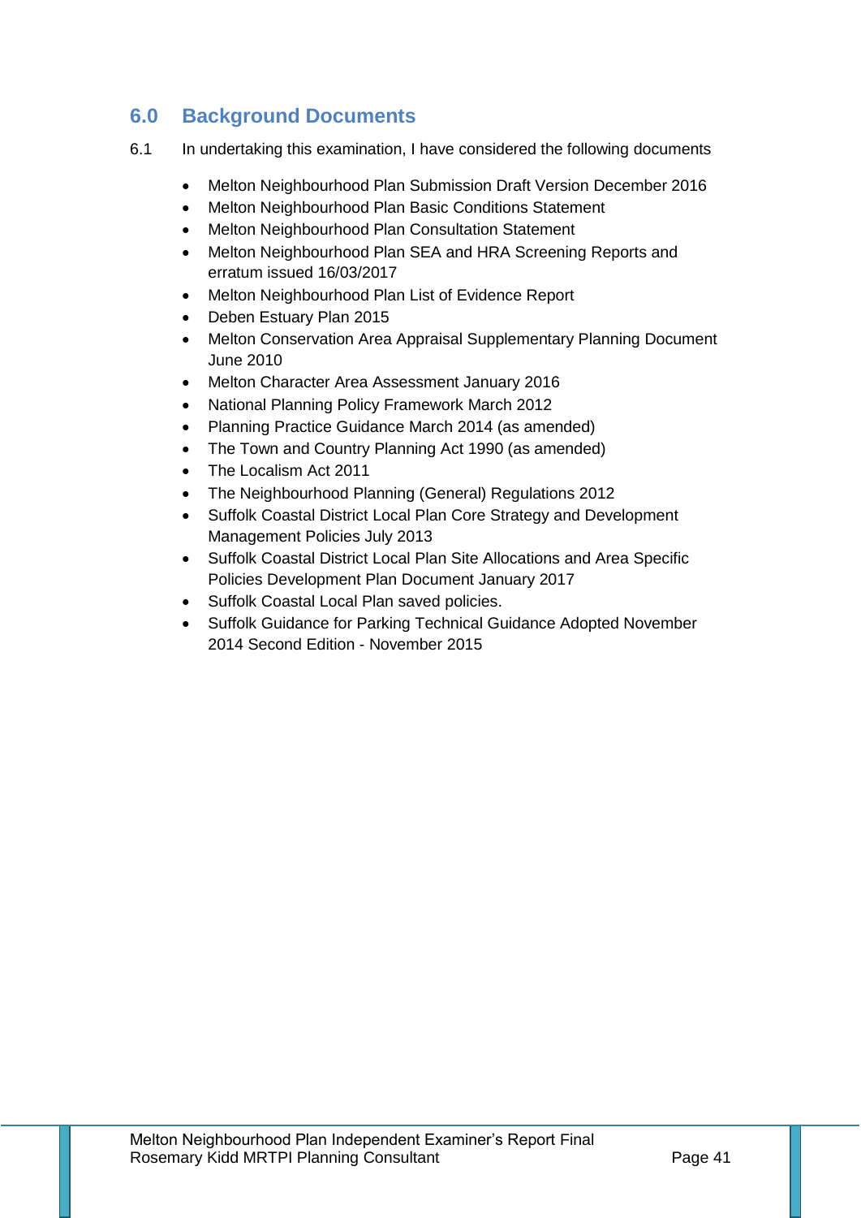## 6.0 Background Documents

6.1 In undertaking this examination, I have considered the following documents

- Melton Neighbourhood Plan Submission Draft Version December 2016
- Melton Neighbourhood Plan Basic Conditions Statement
- Melton Neighbourhood Plan Consultation Statement
- Melton Neighbourhood Plan SEA and HRA Screening Reports and erratum issued 16/03/2017
- Melton Neighbourhood Plan List of Evidence Report
- Deben Estuary Plan 2015
- Melton Conservation Area Appraisal Supplementary Planning Document June 2010
- Melton Character Area Assessment January 2016
- National Planning Policy Framework March 2012
- Planning Practice Guidance March 2014 (as amended)
- The Town and Country Planning Act 1990 (as amended)
- The Localism Act 2011
- The Neighbourhood Planning (General) Regulations 2012
- Suffolk Coastal District Local Plan Core Strategy and Development Management Policies July 2013
- Suffolk Coastal District Local Plan Site Allocations and Area Specific Policies Development Plan Document January 2017
- Suffolk Coastal Local Plan saved policies.
- Suffolk Guidance for Parking Technical Guidance Adopted November 2014 Second Edition - November 2015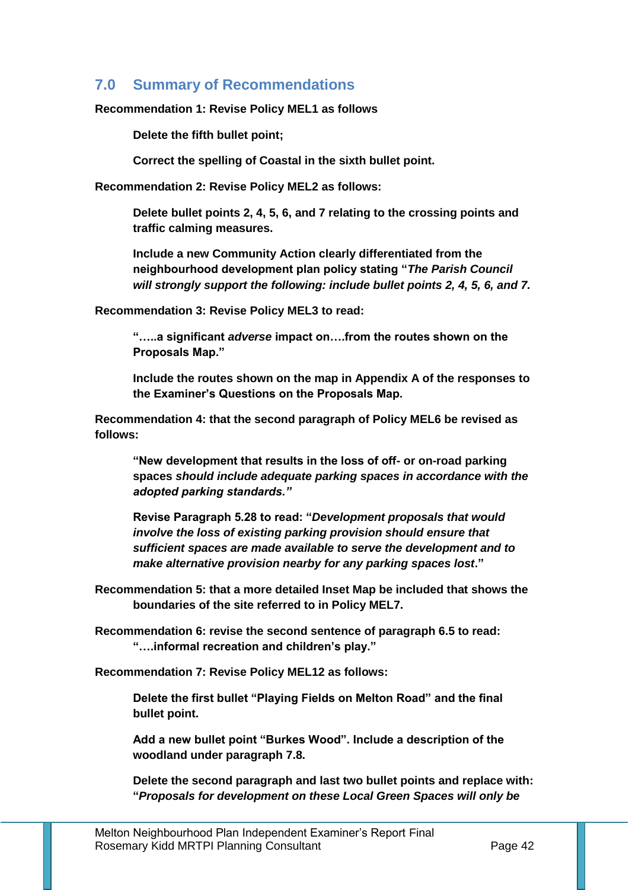## 7.0 Summary of Recommendations

**Recommendation 1: Revise Policy MEL1 as follows**

> **Delete the fifth bullet point;**
>
> **Correct the spelling of Coastal in the sixth bullet point.**

**Recommendation 2: Revise Policy MEL2 as follows:**

> **Delete bullet points 2, 4, 5, 6, and 7 relating to the crossing points and traffic calming measures.**
>
> **Include a new Community Action clearly differentiated from the neighbourhood development plan policy stating "*The Parish Council will strongly support the following: include bullet points 2, 4, 5, 6, and 7.***

**Recommendation 3: Revise Policy MEL3 to read:**

> **".....a significant *adverse* impact on....from the routes shown on the Proposals Map."**
>
> **Include the routes shown on the map in Appendix A of the responses to the Examiner's Questions on the Proposals Map.**

**Recommendation 4: that the second paragraph of Policy MEL6 be revised as follows:**

> **"New development that results in the loss of off- or on-road parking spaces *should include adequate parking spaces in accordance with the adopted parking standards."***
>
> **Revise Paragraph 5.28 to read: "*Development proposals that would involve the loss of existing parking provision should ensure that sufficient spaces are made available to serve the development and to make alternative provision nearby for any parking spaces lost*."**

**Recommendation 5: that a more detailed Inset Map be included that shows the boundaries of the site referred to in Policy MEL7.**

**Recommendation 6: revise the second sentence of paragraph 6.5 to read: "....informal recreation and children's play."**

**Recommendation 7: Revise Policy MEL12 as follows:**

> **Delete the first bullet "Playing Fields on Melton Road" and the final bullet point.**
>
> **Add a new bullet point "Burkes Wood". Include a description of the woodland under paragraph 7.8.**
>
> **Delete the second paragraph and last two bullet points and replace with: "*Proposals for development on these Local Green Spaces will only be***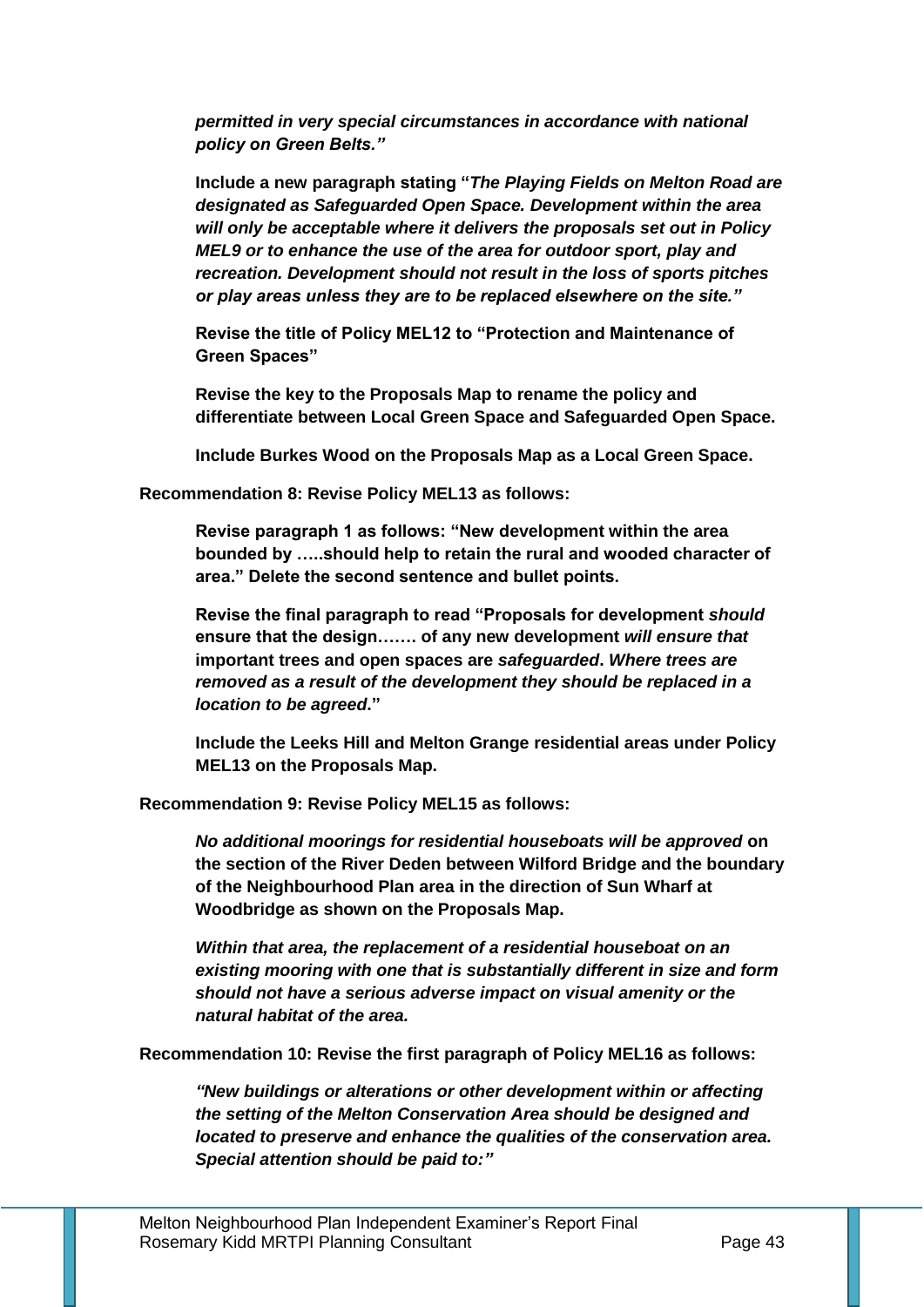***permitted in very special circumstances in accordance with national policy on Green Belts."***

**Include a new paragraph stating "*The Playing Fields on Melton Road are designated as Safeguarded Open Space. Development within the area will only be acceptable where it delivers the proposals set out in Policy MEL9 or to enhance the use of the area for outdoor sport, play and recreation. Development should not result in the loss of sports pitches or play areas unless they are to be replaced elsewhere on the site."***

**Revise the title of Policy MEL12 to "Protection and Maintenance of Green Spaces"**

**Revise the key to the Proposals Map to rename the policy and differentiate between Local Green Space and Safeguarded Open Space.**

**Include Burkes Wood on the Proposals Map as a Local Green Space.**

**Recommendation 8: Revise Policy MEL13 as follows:**

**Revise paragraph 1 as follows: "New development within the area bounded by …..should help to retain the rural and wooded character of area." Delete the second sentence and bullet points.**

**Revise the final paragraph to read "Proposals for development *should* ensure that the design……. of any new development *will ensure that* important trees and open spaces are *safeguarded*. *Where trees are removed as a result of the development they should be replaced in a location to be agreed*."**

**Include the Leeks Hill and Melton Grange residential areas under Policy MEL13 on the Proposals Map.**

**Recommendation 9: Revise Policy MEL15 as follows:**

***No additional moorings for residential houseboats will be approved* on the section of the River Deden between Wilford Bridge and the boundary of the Neighbourhood Plan area in the direction of Sun Wharf at Woodbridge as shown on the Proposals Map.**

***Within that area, the replacement of a residential houseboat on an existing mooring with one that is substantially different in size and form should not have a serious adverse impact on visual amenity or the natural habitat of the area.***

**Recommendation 10: Revise the first paragraph of Policy MEL16 as follows:**

***"New buildings or alterations or other development within or affecting the setting of the Melton Conservation Area should be designed and located to preserve and enhance the qualities of the conservation area. Special attention should be paid to:"***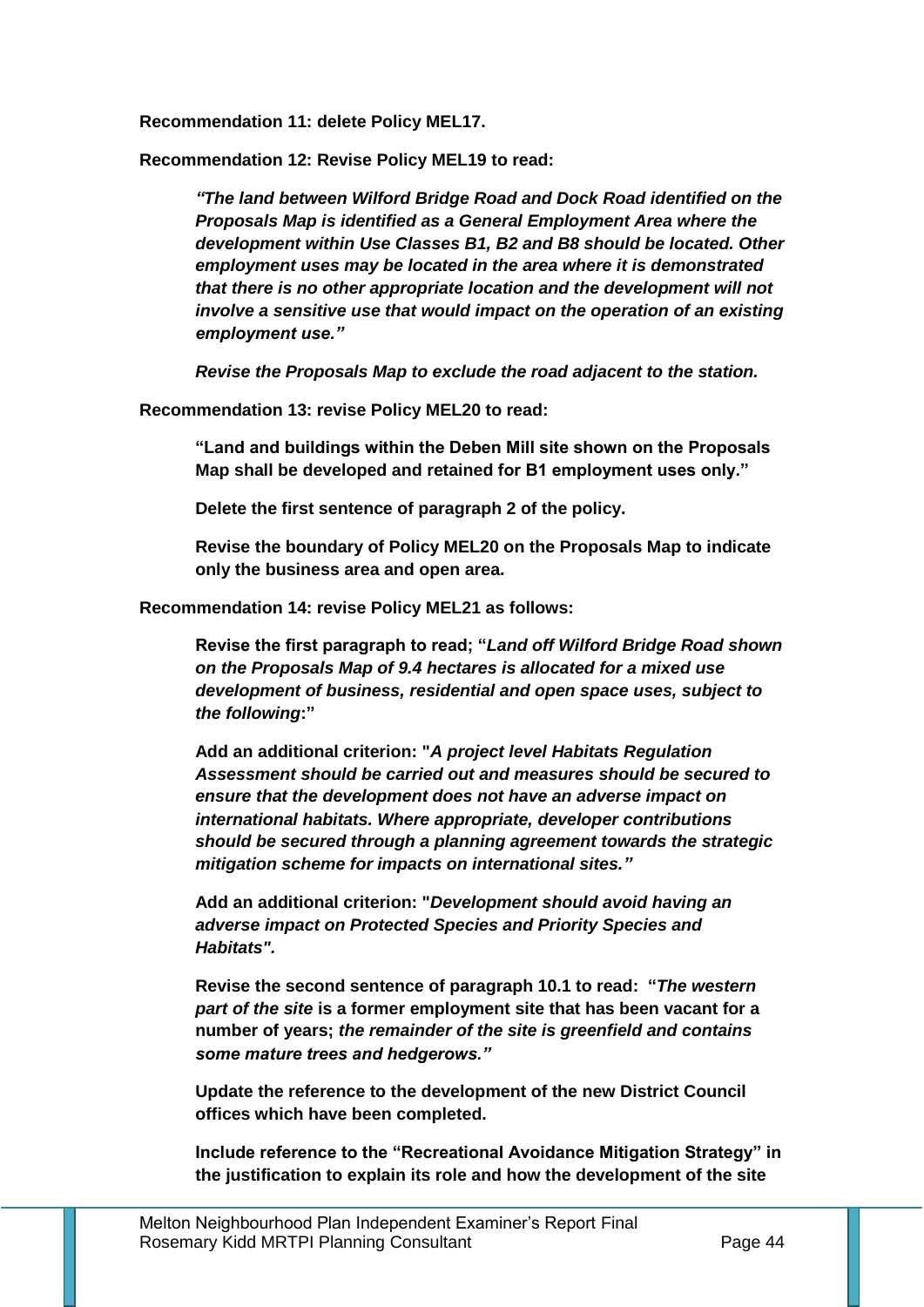**Recommendation 11: delete Policy MEL17.**

**Recommendation 12: Revise Policy MEL19 to read:**

> ***"The land between Wilford Bridge Road and Dock Road identified on the Proposals Map is identified as a General Employment Area where the development within Use Classes B1, B2 and B8 should be located. Other employment uses may be located in the area where it is demonstrated that there is no other appropriate location and the development will not involve a sensitive use that would impact on the operation of an existing employment use."***
>
> ***Revise the Proposals Map to exclude the road adjacent to the station.***

**Recommendation 13: revise Policy MEL20 to read:**

> **"Land and buildings within the Deben Mill site shown on the Proposals Map shall be developed and retained for B1 employment uses only."**
>
> **Delete the first sentence of paragraph 2 of the policy.**
>
> **Revise the boundary of Policy MEL20 on the Proposals Map to indicate only the business area and open area.**

**Recommendation 14: revise Policy MEL21 as follows:**

> **Revise the first paragraph to read; "*Land off Wilford Bridge Road shown on the Proposals Map of 9.4 hectares is allocated for a mixed use development of business, residential and open space uses, subject to the following*:"**
>
> **Add an additional criterion: "*A project level Habitats Regulation Assessment should be carried out and measures should be secured to ensure that the development does not have an adverse impact on international habitats. Where appropriate, developer contributions should be secured through a planning agreement towards the strategic mitigation scheme for impacts on international sites."***
>
> **Add an additional criterion: "*Development should avoid having an adverse impact on Protected Species and Priority Species and Habitats".***
>
> **Revise the second sentence of paragraph 10.1 to read: "*The western part of the site* is a former employment site that has been vacant for a number of years; *the remainder of the site is greenfield and contains some mature trees and hedgerows."***
>
> **Update the reference to the development of the new District Council offices which have been completed.**
>
> **Include reference to the "Recreational Avoidance Mitigation Strategy" in the justification to explain its role and how the development of the site**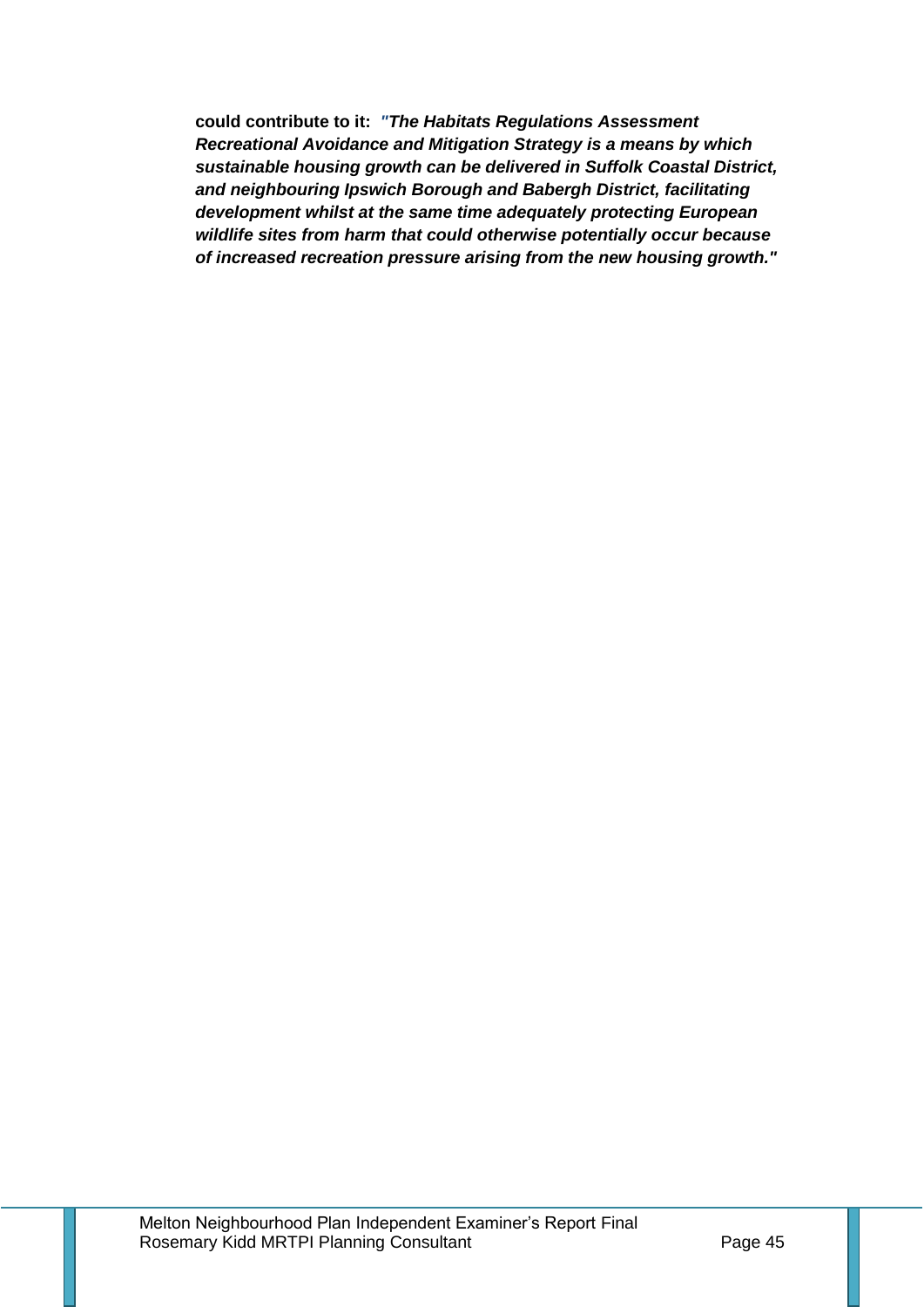**could contribute to it:** ***"The Habitats Regulations Assessment Recreational Avoidance and Mitigation Strategy is a means by which sustainable housing growth can be delivered in Suffolk Coastal District, and neighbouring Ipswich Borough and Babergh District, facilitating development whilst at the same time adequately protecting European wildlife sites from harm that could otherwise potentially occur because of increased recreation pressure arising from the new housing growth."***